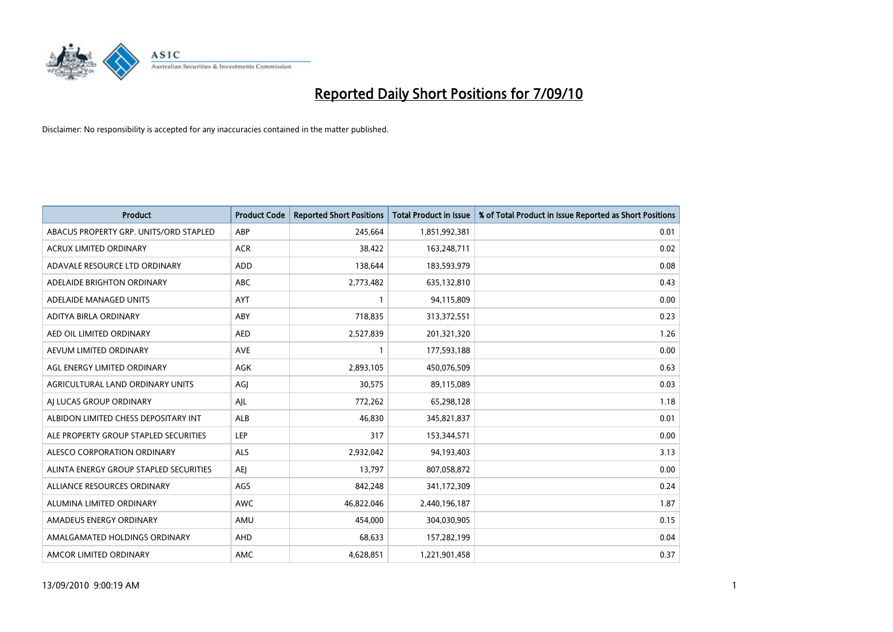# Reported Daily Short Positions for 7/09/10

Disclaimer: No responsibility is accepted for any inaccuracies contained in the matter published.

| Product | Product Code | Reported Short Positions | Total Product in Issue | % of Total Product in Issue Reported as Short Positions |
|---|---|---|---|---|
| ABACUS PROPERTY GRP. UNITS/ORD STAPLED | ABP | 245,664 | 1,851,992,381 | 0.01 |
| ACRUX LIMITED ORDINARY | ACR | 38,422 | 163,248,711 | 0.02 |
| ADAVALE RESOURCE LTD ORDINARY | ADD | 138,644 | 183,593,979 | 0.08 |
| ADELAIDE BRIGHTON ORDINARY | ABC | 2,773,482 | 635,132,810 | 0.43 |
| ADELAIDE MANAGED UNITS | AYT | 1 | 94,115,809 | 0.00 |
| ADITYA BIRLA ORDINARY | ABY | 718,835 | 313,372,551 | 0.23 |
| AED OIL LIMITED ORDINARY | AED | 2,527,839 | 201,321,320 | 1.26 |
| AEVUM LIMITED ORDINARY | AVE | 1 | 177,593,188 | 0.00 |
| AGL ENERGY LIMITED ORDINARY | AGK | 2,893,105 | 450,076,509 | 0.63 |
| AGRICULTURAL LAND ORDINARY UNITS | AGJ | 30,575 | 89,115,089 | 0.03 |
| AJ LUCAS GROUP ORDINARY | AJL | 772,262 | 65,298,128 | 1.18 |
| ALBIDON LIMITED CHESS DEPOSITARY INT | ALB | 46,830 | 345,821,837 | 0.01 |
| ALE PROPERTY GROUP STAPLED SECURITIES | LEP | 317 | 153,344,571 | 0.00 |
| ALESCO CORPORATION ORDINARY | ALS | 2,932,042 | 94,193,403 | 3.13 |
| ALINTA ENERGY GROUP STAPLED SECURITIES | AEJ | 13,797 | 807,058,872 | 0.00 |
| ALLIANCE RESOURCES ORDINARY | AGS | 842,248 | 341,172,309 | 0.24 |
| ALUMINA LIMITED ORDINARY | AWC | 46,822,046 | 2,440,196,187 | 1.87 |
| AMADEUS ENERGY ORDINARY | AMU | 454,000 | 304,030,905 | 0.15 |
| AMALGAMATED HOLDINGS ORDINARY | AHD | 68,633 | 157,282,199 | 0.04 |
| AMCOR LIMITED ORDINARY | AMC | 4,628,851 | 1,221,901,458 | 0.37 |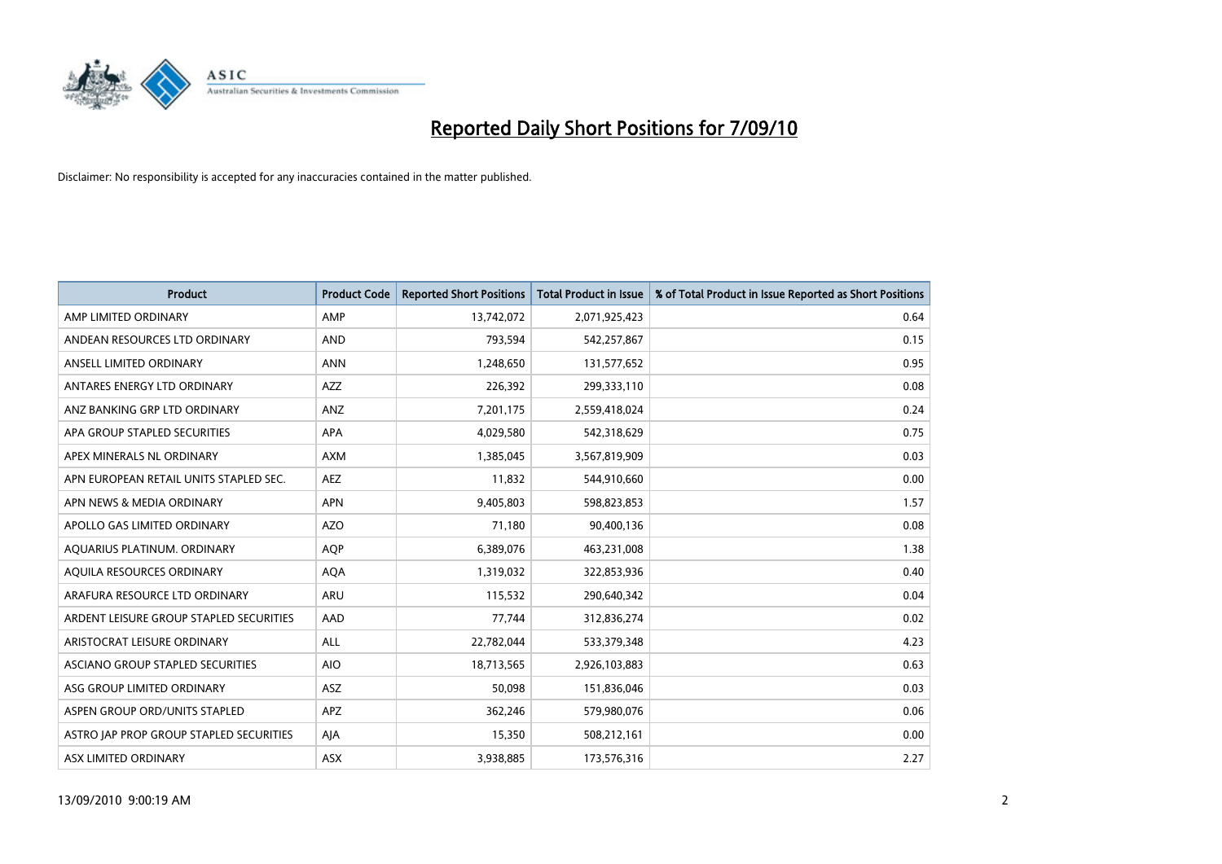# Reported Daily Short Positions for 7/09/10

Disclaimer: No responsibility is accepted for any inaccuracies contained in the matter published.

| Product | Product Code | Reported Short Positions | Total Product in Issue | % of Total Product in Issue Reported as Short Positions |
|---|---|---|---|---|
| AMP LIMITED ORDINARY | AMP | 13,742,072 | 2,071,925,423 | 0.64 |
| ANDEAN RESOURCES LTD ORDINARY | AND | 793,594 | 542,257,867 | 0.15 |
| ANSELL LIMITED ORDINARY | ANN | 1,248,650 | 131,577,652 | 0.95 |
| ANTARES ENERGY LTD ORDINARY | AZZ | 226,392 | 299,333,110 | 0.08 |
| ANZ BANKING GRP LTD ORDINARY | ANZ | 7,201,175 | 2,559,418,024 | 0.24 |
| APA GROUP STAPLED SECURITIES | APA | 4,029,580 | 542,318,629 | 0.75 |
| APEX MINERALS NL ORDINARY | AXM | 1,385,045 | 3,567,819,909 | 0.03 |
| APN EUROPEAN RETAIL UNITS STAPLED SEC. | AEZ | 11,832 | 544,910,660 | 0.00 |
| APN NEWS & MEDIA ORDINARY | APN | 9,405,803 | 598,823,853 | 1.57 |
| APOLLO GAS LIMITED ORDINARY | AZO | 71,180 | 90,400,136 | 0.08 |
| AQUARIUS PLATINUM. ORDINARY | AQP | 6,389,076 | 463,231,008 | 1.38 |
| AQUILA RESOURCES ORDINARY | AQA | 1,319,032 | 322,853,936 | 0.40 |
| ARAFURA RESOURCE LTD ORDINARY | ARU | 115,532 | 290,640,342 | 0.04 |
| ARDENT LEISURE GROUP STAPLED SECURITIES | AAD | 77,744 | 312,836,274 | 0.02 |
| ARISTOCRAT LEISURE ORDINARY | ALL | 22,782,044 | 533,379,348 | 4.23 |
| ASCIANO GROUP STAPLED SECURITIES | AIO | 18,713,565 | 2,926,103,883 | 0.63 |
| ASG GROUP LIMITED ORDINARY | ASZ | 50,098 | 151,836,046 | 0.03 |
| ASPEN GROUP ORD/UNITS STAPLED | APZ | 362,246 | 579,980,076 | 0.06 |
| ASTRO JAP PROP GROUP STAPLED SECURITIES | AJA | 15,350 | 508,212,161 | 0.00 |
| ASX LIMITED ORDINARY | ASX | 3,938,885 | 173,576,316 | 2.27 |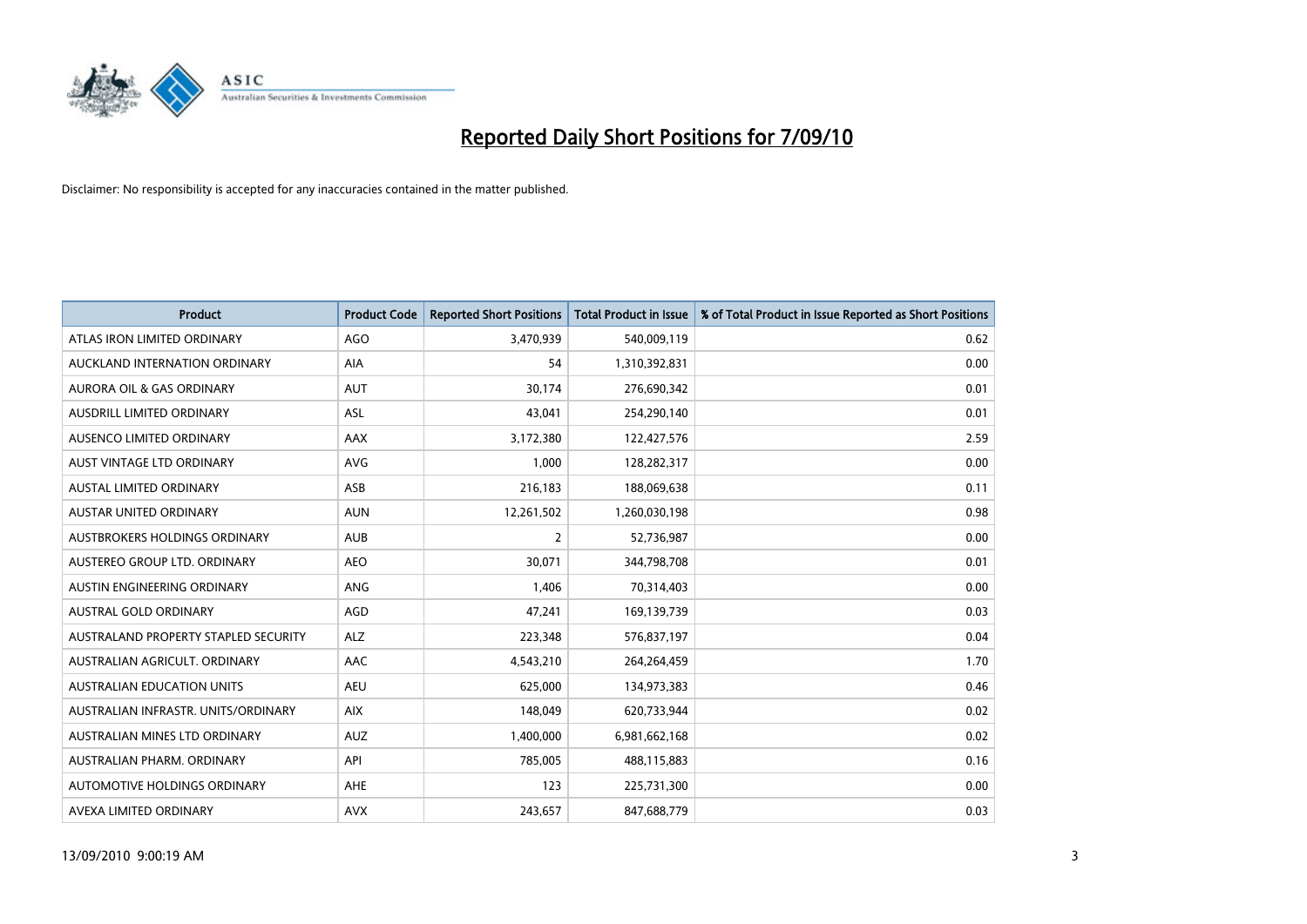# Reported Daily Short Positions for 7/09/10

Disclaimer: No responsibility is accepted for any inaccuracies contained in the matter published.

| Product | Product Code | Reported Short Positions | Total Product in Issue | % of Total Product in Issue Reported as Short Positions |
|---|---|---|---|---|
| ATLAS IRON LIMITED ORDINARY | AGO | 3,470,939 | 540,009,119 | 0.62 |
| AUCKLAND INTERNATION ORDINARY | AIA | 54 | 1,310,392,831 | 0.00 |
| AURORA OIL & GAS ORDINARY | AUT | 30,174 | 276,690,342 | 0.01 |
| AUSDRILL LIMITED ORDINARY | ASL | 43,041 | 254,290,140 | 0.01 |
| AUSENCO LIMITED ORDINARY | AAX | 3,172,380 | 122,427,576 | 2.59 |
| AUST VINTAGE LTD ORDINARY | AVG | 1,000 | 128,282,317 | 0.00 |
| AUSTAL LIMITED ORDINARY | ASB | 216,183 | 188,069,638 | 0.11 |
| AUSTAR UNITED ORDINARY | AUN | 12,261,502 | 1,260,030,198 | 0.98 |
| AUSTBROKERS HOLDINGS ORDINARY | AUB | 2 | 52,736,987 | 0.00 |
| AUSTEREO GROUP LTD. ORDINARY | AEO | 30,071 | 344,798,708 | 0.01 |
| AUSTIN ENGINEERING ORDINARY | ANG | 1,406 | 70,314,403 | 0.00 |
| AUSTRAL GOLD ORDINARY | AGD | 47,241 | 169,139,739 | 0.03 |
| AUSTRALAND PROPERTY STAPLED SECURITY | ALZ | 223,348 | 576,837,197 | 0.04 |
| AUSTRALIAN AGRICULT. ORDINARY | AAC | 4,543,210 | 264,264,459 | 1.70 |
| AUSTRALIAN EDUCATION UNITS | AEU | 625,000 | 134,973,383 | 0.46 |
| AUSTRALIAN INFRASTR. UNITS/ORDINARY | AIX | 148,049 | 620,733,944 | 0.02 |
| AUSTRALIAN MINES LTD ORDINARY | AUZ | 1,400,000 | 6,981,662,168 | 0.02 |
| AUSTRALIAN PHARM. ORDINARY | API | 785,005 | 488,115,883 | 0.16 |
| AUTOMOTIVE HOLDINGS ORDINARY | AHE | 123 | 225,731,300 | 0.00 |
| AVEXA LIMITED ORDINARY | AVX | 243,657 | 847,688,779 | 0.03 |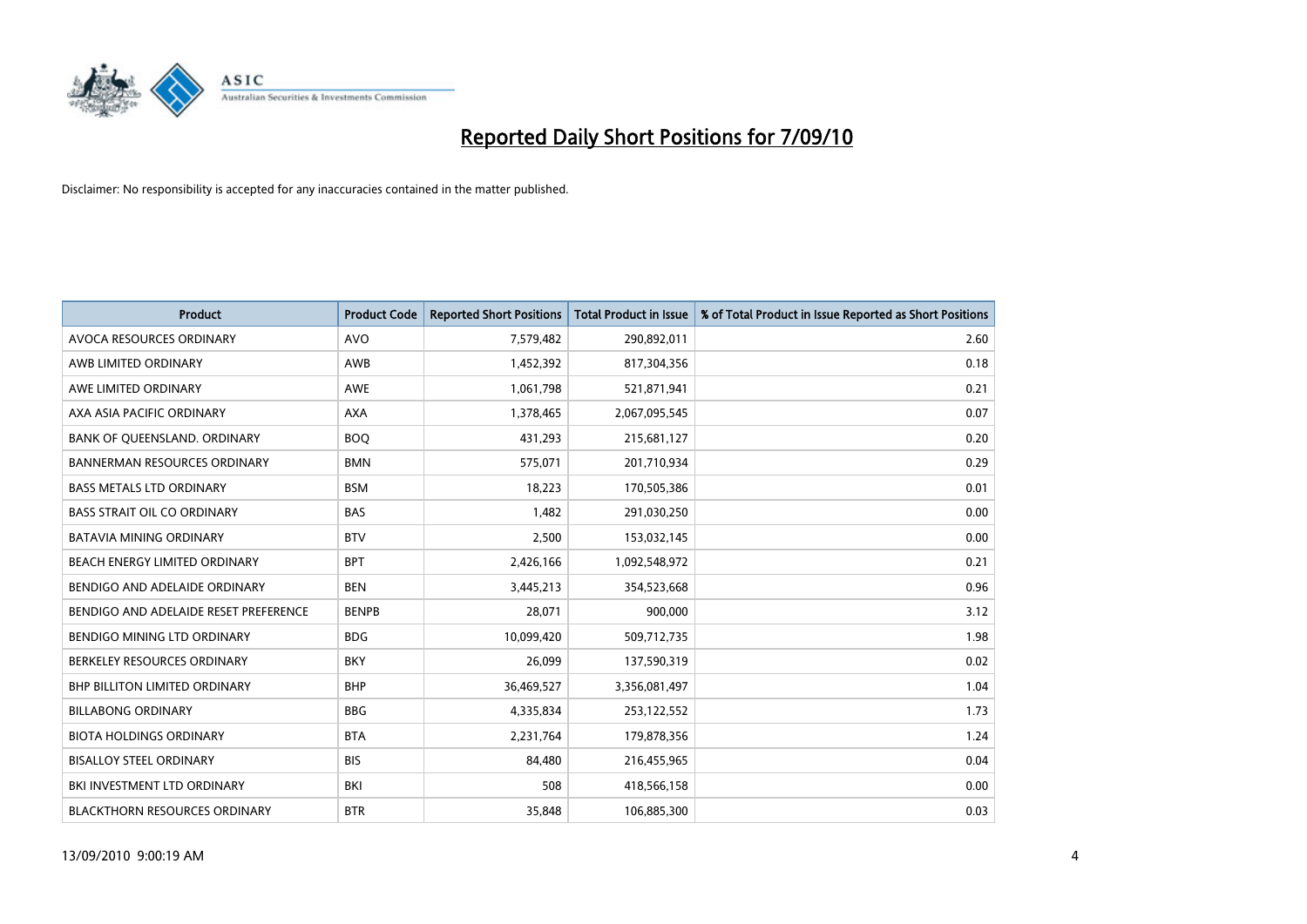# Reported Daily Short Positions for 7/09/10

Disclaimer: No responsibility is accepted for any inaccuracies contained in the matter published.

| Product | Product Code | Reported Short Positions | Total Product in Issue | % of Total Product in Issue Reported as Short Positions |
|---|---|---|---|---|
| AVOCA RESOURCES ORDINARY | AVO | 7,579,482 | 290,892,011 | 2.60 |
| AWB LIMITED ORDINARY | AWB | 1,452,392 | 817,304,356 | 0.18 |
| AWE LIMITED ORDINARY | AWE | 1,061,798 | 521,871,941 | 0.21 |
| AXA ASIA PACIFIC ORDINARY | AXA | 1,378,465 | 2,067,095,545 | 0.07 |
| BANK OF QUEENSLAND. ORDINARY | BOQ | 431,293 | 215,681,127 | 0.20 |
| BANNERMAN RESOURCES ORDINARY | BMN | 575,071 | 201,710,934 | 0.29 |
| BASS METALS LTD ORDINARY | BSM | 18,223 | 170,505,386 | 0.01 |
| BASS STRAIT OIL CO ORDINARY | BAS | 1,482 | 291,030,250 | 0.00 |
| BATAVIA MINING ORDINARY | BTV | 2,500 | 153,032,145 | 0.00 |
| BEACH ENERGY LIMITED ORDINARY | BPT | 2,426,166 | 1,092,548,972 | 0.21 |
| BENDIGO AND ADELAIDE ORDINARY | BEN | 3,445,213 | 354,523,668 | 0.96 |
| BENDIGO AND ADELAIDE RESET PREFERENCE | BENPB | 28,071 | 900,000 | 3.12 |
| BENDIGO MINING LTD ORDINARY | BDG | 10,099,420 | 509,712,735 | 1.98 |
| BERKELEY RESOURCES ORDINARY | BKY | 26,099 | 137,590,319 | 0.02 |
| BHP BILLITON LIMITED ORDINARY | BHP | 36,469,527 | 3,356,081,497 | 1.04 |
| BILLABONG ORDINARY | BBG | 4,335,834 | 253,122,552 | 1.73 |
| BIOTA HOLDINGS ORDINARY | BTA | 2,231,764 | 179,878,356 | 1.24 |
| BISALLOY STEEL ORDINARY | BIS | 84,480 | 216,455,965 | 0.04 |
| BKI INVESTMENT LTD ORDINARY | BKI | 508 | 418,566,158 | 0.00 |
| BLACKTHORN RESOURCES ORDINARY | BTR | 35,848 | 106,885,300 | 0.03 |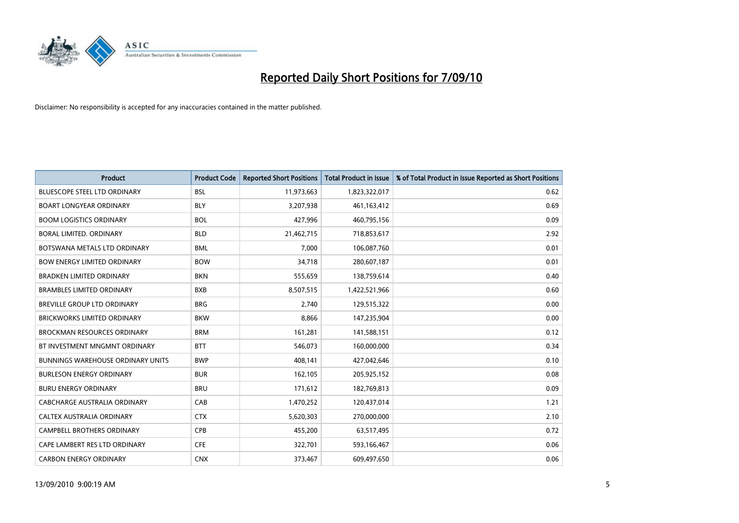# Reported Daily Short Positions for 7/09/10

Disclaimer: No responsibility is accepted for any inaccuracies contained in the matter published.

| Product | Product Code | Reported Short Positions | Total Product in Issue | % of Total Product in Issue Reported as Short Positions |
|---|---|---|---|---|
| BLUESCOPE STEEL LTD ORDINARY | BSL | 11,973,663 | 1,823,322,017 | 0.62 |
| BOART LONGYEAR ORDINARY | BLY | 3,207,938 | 461,163,412 | 0.69 |
| BOOM LOGISTICS ORDINARY | BOL | 427,996 | 460,795,156 | 0.09 |
| BORAL LIMITED. ORDINARY | BLD | 21,462,715 | 718,853,617 | 2.92 |
| BOTSWANA METALS LTD ORDINARY | BML | 7,000 | 106,087,760 | 0.01 |
| BOW ENERGY LIMITED ORDINARY | BOW | 34,718 | 280,607,187 | 0.01 |
| BRADKEN LIMITED ORDINARY | BKN | 555,659 | 138,759,614 | 0.40 |
| BRAMBLES LIMITED ORDINARY | BXB | 8,507,515 | 1,422,521,966 | 0.60 |
| BREVILLE GROUP LTD ORDINARY | BRG | 2,740 | 129,515,322 | 0.00 |
| BRICKWORKS LIMITED ORDINARY | BKW | 8,866 | 147,235,904 | 0.00 |
| BROCKMAN RESOURCES ORDINARY | BRM | 161,281 | 141,588,151 | 0.12 |
| BT INVESTMENT MNGMNT ORDINARY | BTT | 546,073 | 160,000,000 | 0.34 |
| BUNNINGS WAREHOUSE ORDINARY UNITS | BWP | 408,141 | 427,042,646 | 0.10 |
| BURLESON ENERGY ORDINARY | BUR | 162,105 | 205,925,152 | 0.08 |
| BURU ENERGY ORDINARY | BRU | 171,612 | 182,769,813 | 0.09 |
| CABCHARGE AUSTRALIA ORDINARY | CAB | 1,470,252 | 120,437,014 | 1.21 |
| CALTEX AUSTRALIA ORDINARY | CTX | 5,620,303 | 270,000,000 | 2.10 |
| CAMPBELL BROTHERS ORDINARY | CPB | 455,200 | 63,517,495 | 0.72 |
| CAPE LAMBERT RES LTD ORDINARY | CFE | 322,701 | 593,166,467 | 0.06 |
| CARBON ENERGY ORDINARY | CNX | 373,467 | 609,497,650 | 0.06 |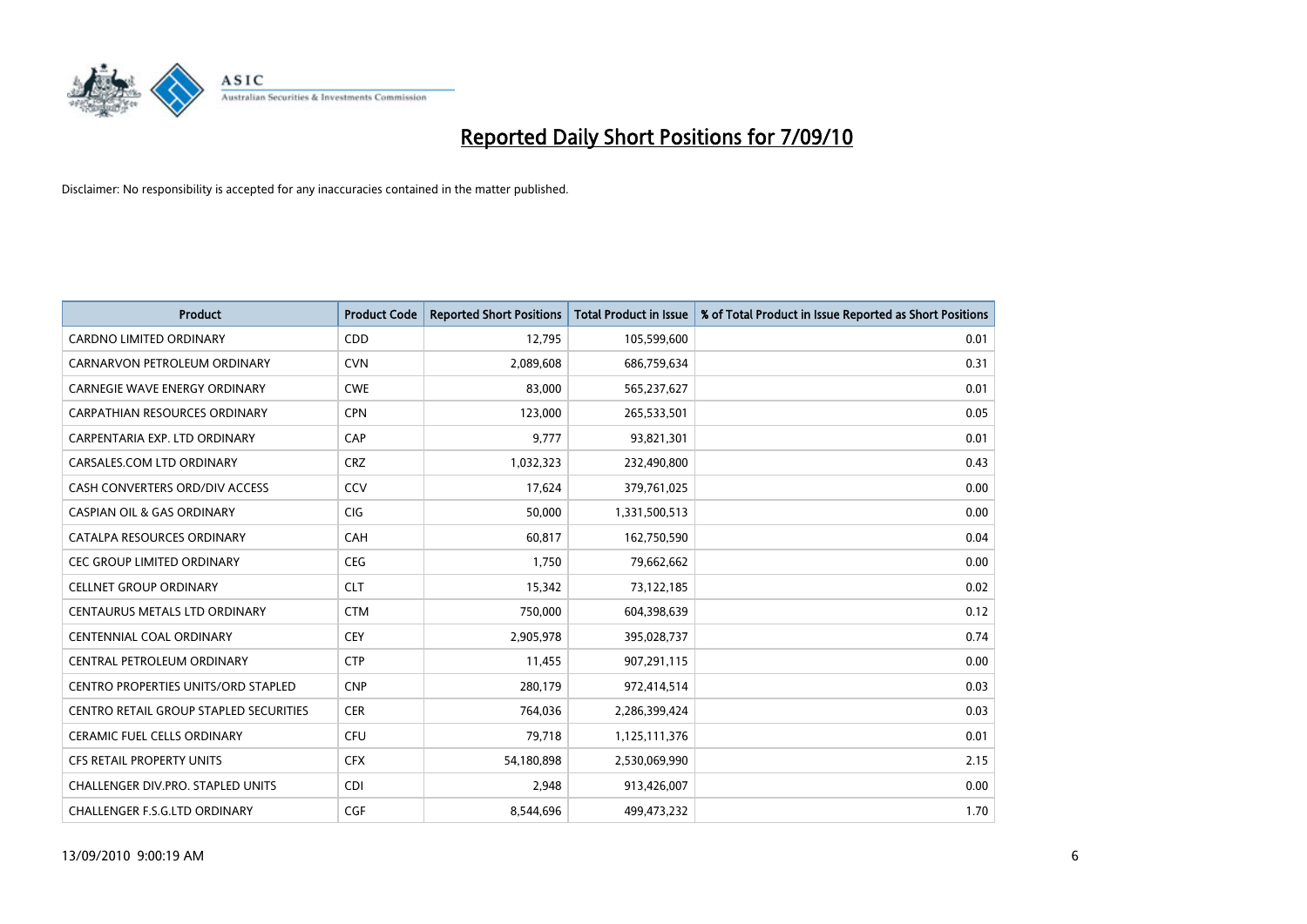# Reported Daily Short Positions for 7/09/10

Disclaimer: No responsibility is accepted for any inaccuracies contained in the matter published.

| Product | Product Code | Reported Short Positions | Total Product in Issue | % of Total Product in Issue Reported as Short Positions |
|---|---|---|---|---|
| CARDNO LIMITED ORDINARY | CDD | 12,795 | 105,599,600 | 0.01 |
| CARNARVON PETROLEUM ORDINARY | CVN | 2,089,608 | 686,759,634 | 0.31 |
| CARNEGIE WAVE ENERGY ORDINARY | CWE | 83,000 | 565,237,627 | 0.01 |
| CARPATHIAN RESOURCES ORDINARY | CPN | 123,000 | 265,533,501 | 0.05 |
| CARPENTARIA EXP. LTD ORDINARY | CAP | 9,777 | 93,821,301 | 0.01 |
| CARSALES.COM LTD ORDINARY | CRZ | 1,032,323 | 232,490,800 | 0.43 |
| CASH CONVERTERS ORD/DIV ACCESS | CCV | 17,624 | 379,761,025 | 0.00 |
| CASPIAN OIL & GAS ORDINARY | CIG | 50,000 | 1,331,500,513 | 0.00 |
| CATALPA RESOURCES ORDINARY | CAH | 60,817 | 162,750,590 | 0.04 |
| CEC GROUP LIMITED ORDINARY | CEG | 1,750 | 79,662,662 | 0.00 |
| CELLNET GROUP ORDINARY | CLT | 15,342 | 73,122,185 | 0.02 |
| CENTAURUS METALS LTD ORDINARY | CTM | 750,000 | 604,398,639 | 0.12 |
| CENTENNIAL COAL ORDINARY | CEY | 2,905,978 | 395,028,737 | 0.74 |
| CENTRAL PETROLEUM ORDINARY | CTP | 11,455 | 907,291,115 | 0.00 |
| CENTRO PROPERTIES UNITS/ORD STAPLED | CNP | 280,179 | 972,414,514 | 0.03 |
| CENTRO RETAIL GROUP STAPLED SECURITIES | CER | 764,036 | 2,286,399,424 | 0.03 |
| CERAMIC FUEL CELLS ORDINARY | CFU | 79,718 | 1,125,111,376 | 0.01 |
| CFS RETAIL PROPERTY UNITS | CFX | 54,180,898 | 2,530,069,990 | 2.15 |
| CHALLENGER DIV.PRO. STAPLED UNITS | CDI | 2,948 | 913,426,007 | 0.00 |
| CHALLENGER F.S.G.LTD ORDINARY | CGF | 8,544,696 | 499,473,232 | 1.70 |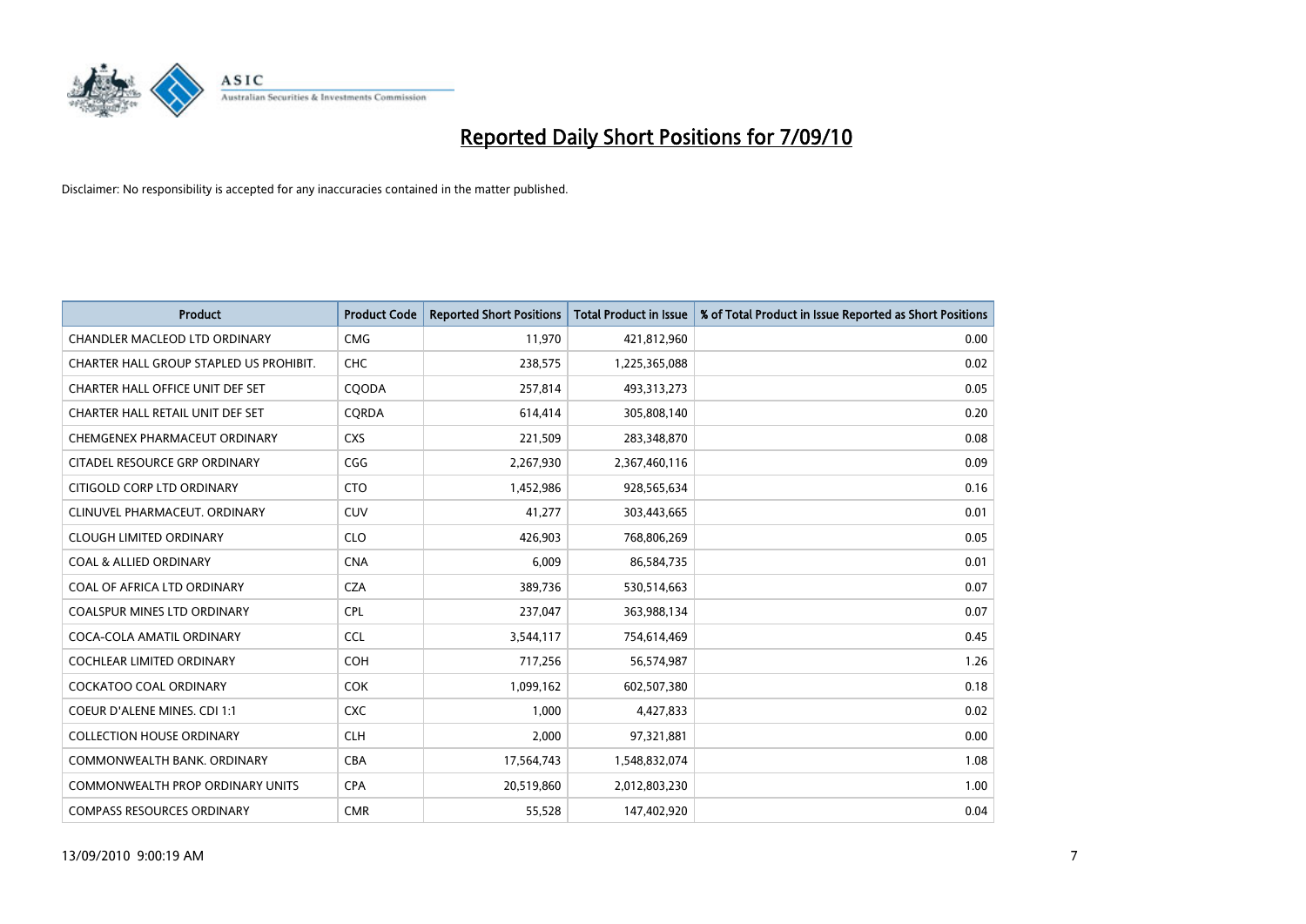# Reported Daily Short Positions for 7/09/10

Disclaimer: No responsibility is accepted for any inaccuracies contained in the matter published.

| Product | Product Code | Reported Short Positions | Total Product in Issue | % of Total Product in Issue Reported as Short Positions |
|---|---|---|---|---|
| CHANDLER MACLEOD LTD ORDINARY | CMG | 11,970 | 421,812,960 | 0.00 |
| CHARTER HALL GROUP STAPLED US PROHIBIT. | CHC | 238,575 | 1,225,365,088 | 0.02 |
| CHARTER HALL OFFICE UNIT DEF SET | CQODA | 257,814 | 493,313,273 | 0.05 |
| CHARTER HALL RETAIL UNIT DEF SET | CQRDA | 614,414 | 305,808,140 | 0.20 |
| CHEMGENEX PHARMACEUT ORDINARY | CXS | 221,509 | 283,348,870 | 0.08 |
| CITADEL RESOURCE GRP ORDINARY | CGG | 2,267,930 | 2,367,460,116 | 0.09 |
| CITIGOLD CORP LTD ORDINARY | CTO | 1,452,986 | 928,565,634 | 0.16 |
| CLINUVEL PHARMACEUT. ORDINARY | CUV | 41,277 | 303,443,665 | 0.01 |
| CLOUGH LIMITED ORDINARY | CLO | 426,903 | 768,806,269 | 0.05 |
| COAL & ALLIED ORDINARY | CNA | 6,009 | 86,584,735 | 0.01 |
| COAL OF AFRICA LTD ORDINARY | CZA | 389,736 | 530,514,663 | 0.07 |
| COALSPUR MINES LTD ORDINARY | CPL | 237,047 | 363,988,134 | 0.07 |
| COCA-COLA AMATIL ORDINARY | CCL | 3,544,117 | 754,614,469 | 0.45 |
| COCHLEAR LIMITED ORDINARY | COH | 717,256 | 56,574,987 | 1.26 |
| COCKATOO COAL ORDINARY | COK | 1,099,162 | 602,507,380 | 0.18 |
| COEUR D'ALENE MINES. CDI 1:1 | CXC | 1,000 | 4,427,833 | 0.02 |
| COLLECTION HOUSE ORDINARY | CLH | 2,000 | 97,321,881 | 0.00 |
| COMMONWEALTH BANK. ORDINARY | CBA | 17,564,743 | 1,548,832,074 | 1.08 |
| COMMONWEALTH PROP ORDINARY UNITS | CPA | 20,519,860 | 2,012,803,230 | 1.00 |
| COMPASS RESOURCES ORDINARY | CMR | 55,528 | 147,402,920 | 0.04 |

13/09/2010 9:00:19 AM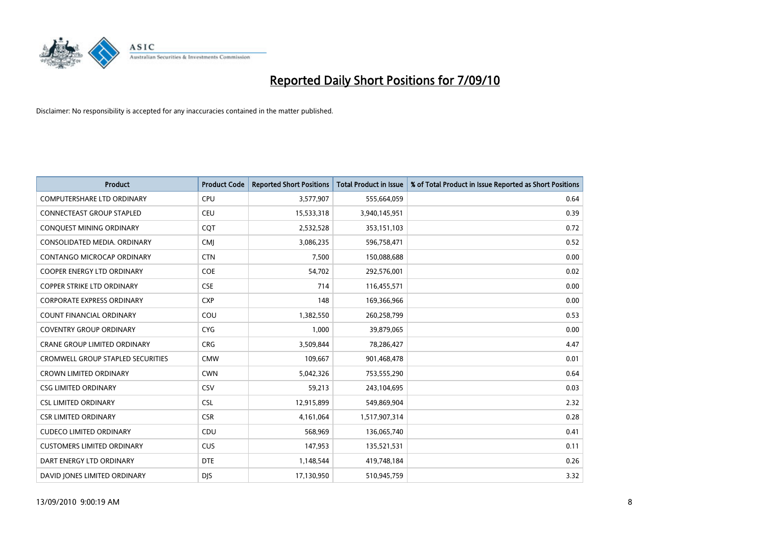# Reported Daily Short Positions for 7/09/10

Disclaimer: No responsibility is accepted for any inaccuracies contained in the matter published.

| Product | Product Code | Reported Short Positions | Total Product in Issue | % of Total Product in Issue Reported as Short Positions |
|---|---|---|---|---|
| COMPUTERSHARE LTD ORDINARY | CPU | 3,577,907 | 555,664,059 | 0.64 |
| CONNECTEAST GROUP STAPLED | CEU | 15,533,318 | 3,940,145,951 | 0.39 |
| CONQUEST MINING ORDINARY | CQT | 2,532,528 | 353,151,103 | 0.72 |
| CONSOLIDATED MEDIA. ORDINARY | CMJ | 3,086,235 | 596,758,471 | 0.52 |
| CONTANGO MICROCAP ORDINARY | CTN | 7,500 | 150,088,688 | 0.00 |
| COOPER ENERGY LTD ORDINARY | COE | 54,702 | 292,576,001 | 0.02 |
| COPPER STRIKE LTD ORDINARY | CSE | 714 | 116,455,571 | 0.00 |
| CORPORATE EXPRESS ORDINARY | CXP | 148 | 169,366,966 | 0.00 |
| COUNT FINANCIAL ORDINARY | COU | 1,382,550 | 260,258,799 | 0.53 |
| COVENTRY GROUP ORDINARY | CYG | 1,000 | 39,879,065 | 0.00 |
| CRANE GROUP LIMITED ORDINARY | CRG | 3,509,844 | 78,286,427 | 4.47 |
| CROMWELL GROUP STAPLED SECURITIES | CMW | 109,667 | 901,468,478 | 0.01 |
| CROWN LIMITED ORDINARY | CWN | 5,042,326 | 753,555,290 | 0.64 |
| CSG LIMITED ORDINARY | CSV | 59,213 | 243,104,695 | 0.03 |
| CSL LIMITED ORDINARY | CSL | 12,915,899 | 549,869,904 | 2.32 |
| CSR LIMITED ORDINARY | CSR | 4,161,064 | 1,517,907,314 | 0.28 |
| CUDECO LIMITED ORDINARY | CDU | 568,969 | 136,065,740 | 0.41 |
| CUSTOMERS LIMITED ORDINARY | CUS | 147,953 | 135,521,531 | 0.11 |
| DART ENERGY LTD ORDINARY | DTE | 1,148,544 | 419,748,184 | 0.26 |
| DAVID JONES LIMITED ORDINARY | DJS | 17,130,950 | 510,945,759 | 3.32 |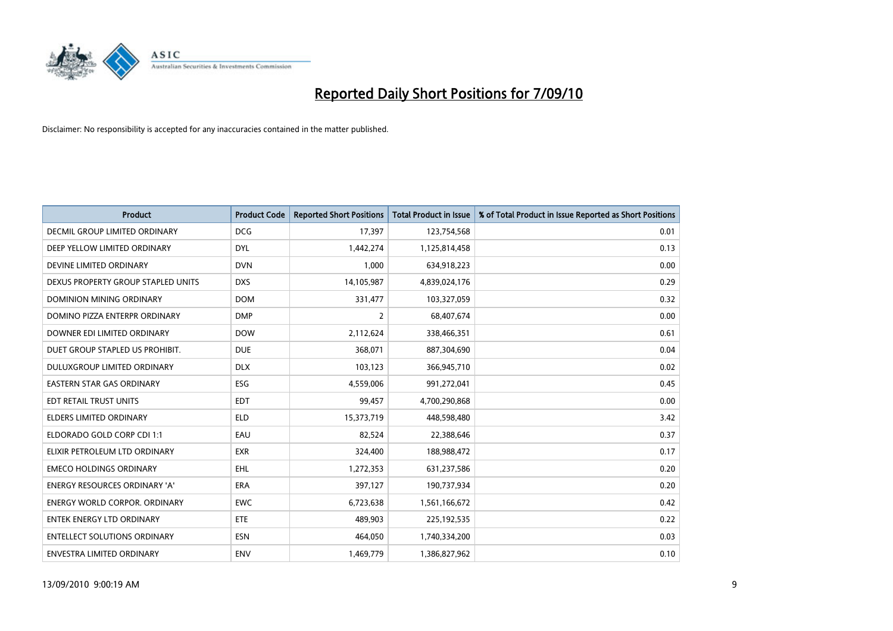# Reported Daily Short Positions for 7/09/10

Disclaimer: No responsibility is accepted for any inaccuracies contained in the matter published.

| Product | Product Code | Reported Short Positions | Total Product in Issue | % of Total Product in Issue Reported as Short Positions |
|---|---|---|---|---|
| DECMIL GROUP LIMITED ORDINARY | DCG | 17,397 | 123,754,568 | 0.01 |
| DEEP YELLOW LIMITED ORDINARY | DYL | 1,442,274 | 1,125,814,458 | 0.13 |
| DEVINE LIMITED ORDINARY | DVN | 1,000 | 634,918,223 | 0.00 |
| DEXUS PROPERTY GROUP STAPLED UNITS | DXS | 14,105,987 | 4,839,024,176 | 0.29 |
| DOMINION MINING ORDINARY | DOM | 331,477 | 103,327,059 | 0.32 |
| DOMINO PIZZA ENTERPR ORDINARY | DMP | 2 | 68,407,674 | 0.00 |
| DOWNER EDI LIMITED ORDINARY | DOW | 2,112,624 | 338,466,351 | 0.61 |
| DUET GROUP STAPLED US PROHIBIT. | DUE | 368,071 | 887,304,690 | 0.04 |
| DULUXGROUP LIMITED ORDINARY | DLX | 103,123 | 366,945,710 | 0.02 |
| EASTERN STAR GAS ORDINARY | ESG | 4,559,006 | 991,272,041 | 0.45 |
| EDT RETAIL TRUST UNITS | EDT | 99,457 | 4,700,290,868 | 0.00 |
| ELDERS LIMITED ORDINARY | ELD | 15,373,719 | 448,598,480 | 3.42 |
| ELDORADO GOLD CORP CDI 1:1 | EAU | 82,524 | 22,388,646 | 0.37 |
| ELIXIR PETROLEUM LTD ORDINARY | EXR | 324,400 | 188,988,472 | 0.17 |
| EMECO HOLDINGS ORDINARY | EHL | 1,272,353 | 631,237,586 | 0.20 |
| ENERGY RESOURCES ORDINARY 'A' | ERA | 397,127 | 190,737,934 | 0.20 |
| ENERGY WORLD CORPOR. ORDINARY | EWC | 6,723,638 | 1,561,166,672 | 0.42 |
| ENTEK ENERGY LTD ORDINARY | ETE | 489,903 | 225,192,535 | 0.22 |
| ENTELLECT SOLUTIONS ORDINARY | ESN | 464,050 | 1,740,334,200 | 0.03 |
| ENVESTRA LIMITED ORDINARY | ENV | 1,469,779 | 1,386,827,962 | 0.10 |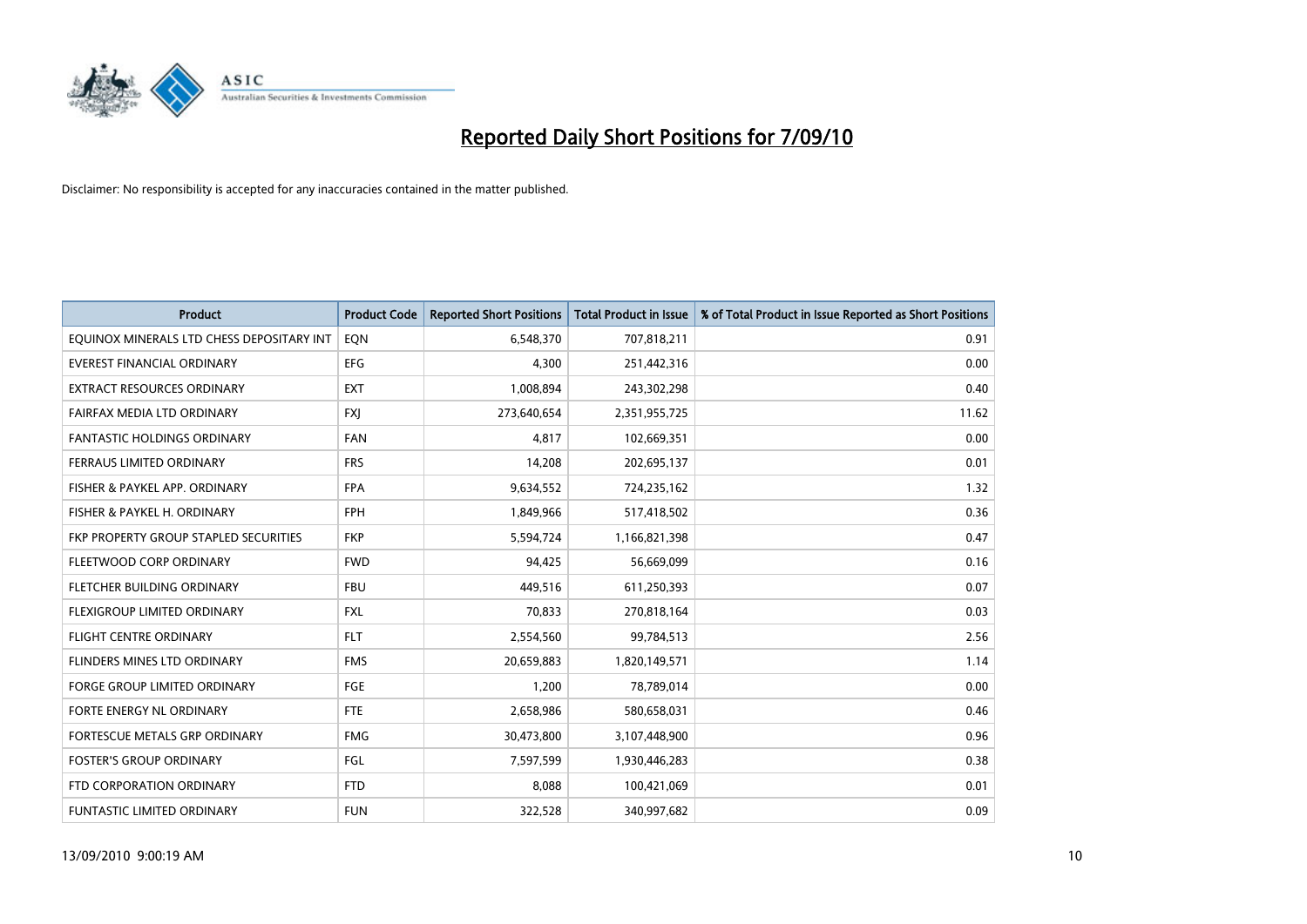# Reported Daily Short Positions for 7/09/10

Disclaimer: No responsibility is accepted for any inaccuracies contained in the matter published.

| Product | Product Code | Reported Short Positions | Total Product in Issue | % of Total Product in Issue Reported as Short Positions |
|---|---|---|---|---|
| EQUINOX MINERALS LTD CHESS DEPOSITARY INT | EQN | 6,548,370 | 707,818,211 | 0.91 |
| EVEREST FINANCIAL ORDINARY | EFG | 4,300 | 251,442,316 | 0.00 |
| EXTRACT RESOURCES ORDINARY | EXT | 1,008,894 | 243,302,298 | 0.40 |
| FAIRFAX MEDIA LTD ORDINARY | FXJ | 273,640,654 | 2,351,955,725 | 11.62 |
| FANTASTIC HOLDINGS ORDINARY | FAN | 4,817 | 102,669,351 | 0.00 |
| FERRAUS LIMITED ORDINARY | FRS | 14,208 | 202,695,137 | 0.01 |
| FISHER & PAYKEL APP. ORDINARY | FPA | 9,634,552 | 724,235,162 | 1.32 |
| FISHER & PAYKEL H. ORDINARY | FPH | 1,849,966 | 517,418,502 | 0.36 |
| FKP PROPERTY GROUP STAPLED SECURITIES | FKP | 5,594,724 | 1,166,821,398 | 0.47 |
| FLEETWOOD CORP ORDINARY | FWD | 94,425 | 56,669,099 | 0.16 |
| FLETCHER BUILDING ORDINARY | FBU | 449,516 | 611,250,393 | 0.07 |
| FLEXIGROUP LIMITED ORDINARY | FXL | 70,833 | 270,818,164 | 0.03 |
| FLIGHT CENTRE ORDINARY | FLT | 2,554,560 | 99,784,513 | 2.56 |
| FLINDERS MINES LTD ORDINARY | FMS | 20,659,883 | 1,820,149,571 | 1.14 |
| FORGE GROUP LIMITED ORDINARY | FGE | 1,200 | 78,789,014 | 0.00 |
| FORTE ENERGY NL ORDINARY | FTE | 2,658,986 | 580,658,031 | 0.46 |
| FORTESCUE METALS GRP ORDINARY | FMG | 30,473,800 | 3,107,448,900 | 0.96 |
| FOSTER'S GROUP ORDINARY | FGL | 7,597,599 | 1,930,446,283 | 0.38 |
| FTD CORPORATION ORDINARY | FTD | 8,088 | 100,421,069 | 0.01 |
| FUNTASTIC LIMITED ORDINARY | FUN | 322,528 | 340,997,682 | 0.09 |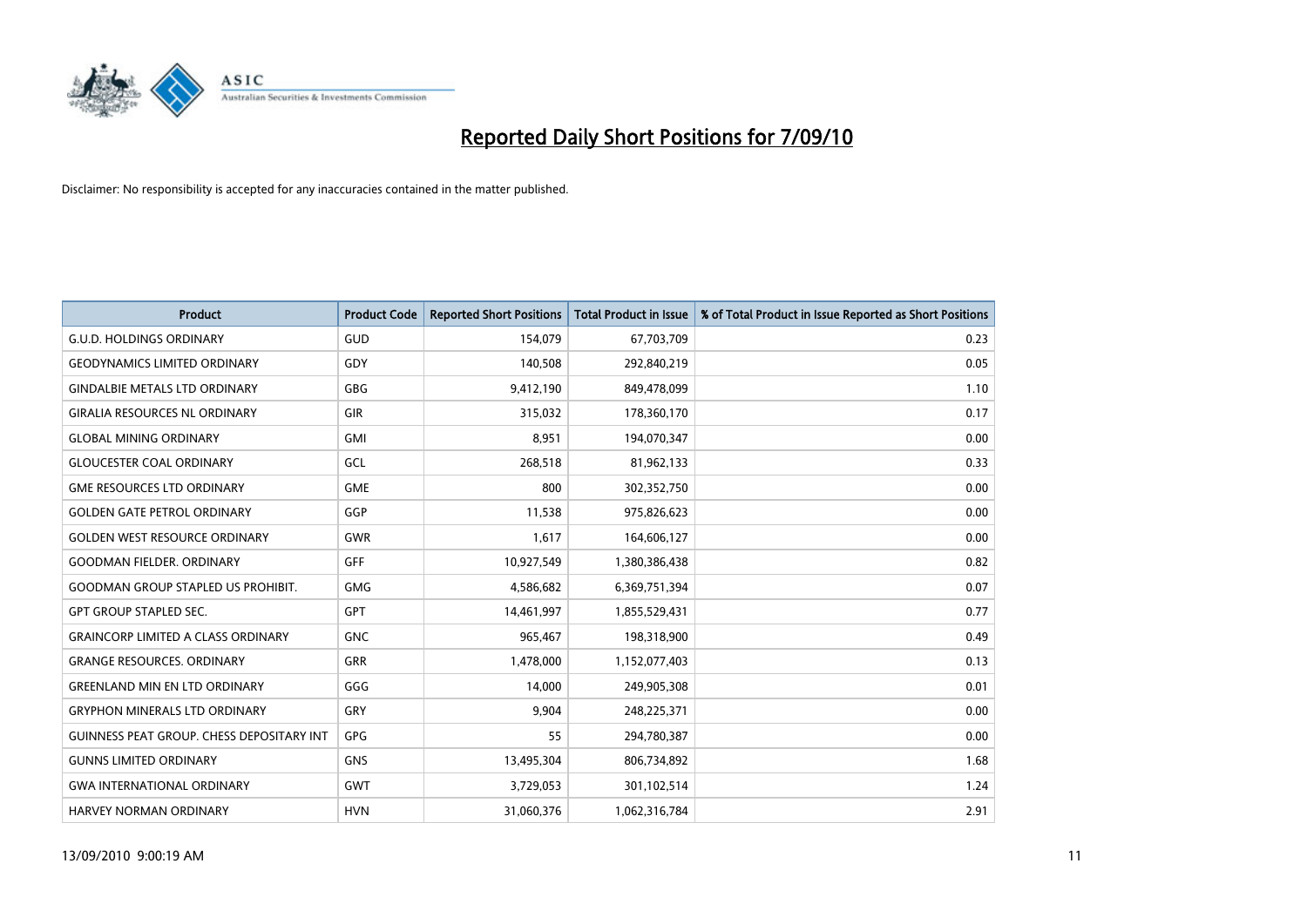# Reported Daily Short Positions for 7/09/10

Disclaimer: No responsibility is accepted for any inaccuracies contained in the matter published.

| Product | Product Code | Reported Short Positions | Total Product in Issue | % of Total Product in Issue Reported as Short Positions |
| --- | --- | --- | --- | --- |
| G.U.D. HOLDINGS ORDINARY | GUD | 154,079 | 67,703,709 | 0.23 |
| GEODYNAMICS LIMITED ORDINARY | GDY | 140,508 | 292,840,219 | 0.05 |
| GINDALBIE METALS LTD ORDINARY | GBG | 9,412,190 | 849,478,099 | 1.10 |
| GIRALIA RESOURCES NL ORDINARY | GIR | 315,032 | 178,360,170 | 0.17 |
| GLOBAL MINING ORDINARY | GMI | 8,951 | 194,070,347 | 0.00 |
| GLOUCESTER COAL ORDINARY | GCL | 268,518 | 81,962,133 | 0.33 |
| GME RESOURCES LTD ORDINARY | GME | 800 | 302,352,750 | 0.00 |
| GOLDEN GATE PETROL ORDINARY | GGP | 11,538 | 975,826,623 | 0.00 |
| GOLDEN WEST RESOURCE ORDINARY | GWR | 1,617 | 164,606,127 | 0.00 |
| GOODMAN FIELDER. ORDINARY | GFF | 10,927,549 | 1,380,386,438 | 0.82 |
| GOODMAN GROUP STAPLED US PROHIBIT. | GMG | 4,586,682 | 6,369,751,394 | 0.07 |
| GPT GROUP STAPLED SEC. | GPT | 14,461,997 | 1,855,529,431 | 0.77 |
| GRAINCORP LIMITED A CLASS ORDINARY | GNC | 965,467 | 198,318,900 | 0.49 |
| GRANGE RESOURCES. ORDINARY | GRR | 1,478,000 | 1,152,077,403 | 0.13 |
| GREENLAND MIN EN LTD ORDINARY | GGG | 14,000 | 249,905,308 | 0.01 |
| GRYPHON MINERALS LTD ORDINARY | GRY | 9,904 | 248,225,371 | 0.00 |
| GUINNESS PEAT GROUP. CHESS DEPOSITARY INT | GPG | 55 | 294,780,387 | 0.00 |
| GUNNS LIMITED ORDINARY | GNS | 13,495,304 | 806,734,892 | 1.68 |
| GWA INTERNATIONAL ORDINARY | GWT | 3,729,053 | 301,102,514 | 1.24 |
| HARVEY NORMAN ORDINARY | HVN | 31,060,376 | 1,062,316,784 | 2.91 |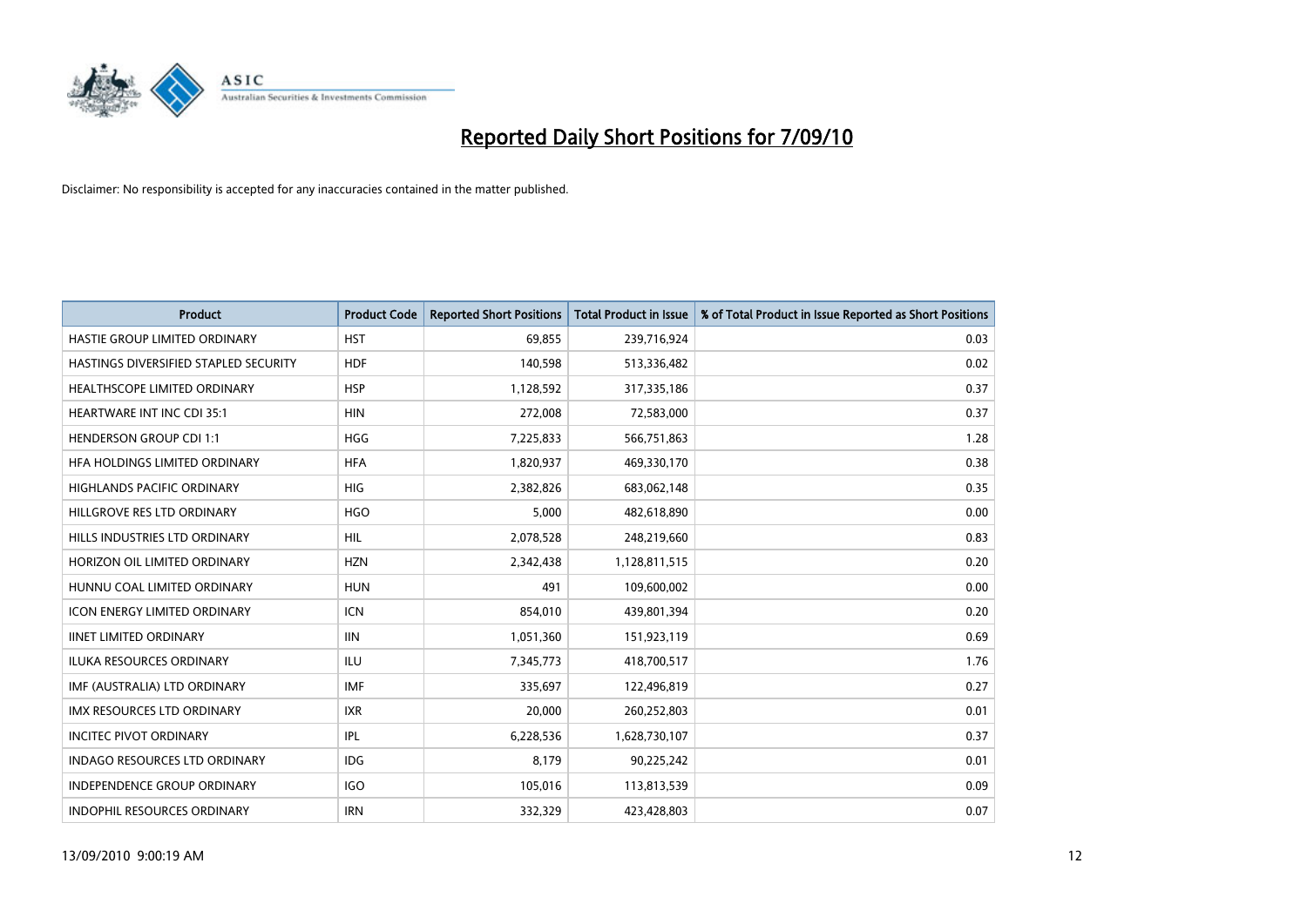# Reported Daily Short Positions for 7/09/10

Disclaimer: No responsibility is accepted for any inaccuracies contained in the matter published.

| Product | Product Code | Reported Short Positions | Total Product in Issue | % of Total Product in Issue Reported as Short Positions |
|---|---|---|---|---|
| HASTIE GROUP LIMITED ORDINARY | HST | 69,855 | 239,716,924 | 0.03 |
| HASTINGS DIVERSIFIED STAPLED SECURITY | HDF | 140,598 | 513,336,482 | 0.02 |
| HEALTHSCOPE LIMITED ORDINARY | HSP | 1,128,592 | 317,335,186 | 0.37 |
| HEARTWARE INT INC CDI 35:1 | HIN | 272,008 | 72,583,000 | 0.37 |
| HENDERSON GROUP CDI 1:1 | HGG | 7,225,833 | 566,751,863 | 1.28 |
| HFA HOLDINGS LIMITED ORDINARY | HFA | 1,820,937 | 469,330,170 | 0.38 |
| HIGHLANDS PACIFIC ORDINARY | HIG | 2,382,826 | 683,062,148 | 0.35 |
| HILLGROVE RES LTD ORDINARY | HGO | 5,000 | 482,618,890 | 0.00 |
| HILLS INDUSTRIES LTD ORDINARY | HIL | 2,078,528 | 248,219,660 | 0.83 |
| HORIZON OIL LIMITED ORDINARY | HZN | 2,342,438 | 1,128,811,515 | 0.20 |
| HUNNU COAL LIMITED ORDINARY | HUN | 491 | 109,600,002 | 0.00 |
| ICON ENERGY LIMITED ORDINARY | ICN | 854,010 | 439,801,394 | 0.20 |
| IINET LIMITED ORDINARY | IIN | 1,051,360 | 151,923,119 | 0.69 |
| ILUKA RESOURCES ORDINARY | ILU | 7,345,773 | 418,700,517 | 1.76 |
| IMF (AUSTRALIA) LTD ORDINARY | IMF | 335,697 | 122,496,819 | 0.27 |
| IMX RESOURCES LTD ORDINARY | IXR | 20,000 | 260,252,803 | 0.01 |
| INCITEC PIVOT ORDINARY | IPL | 6,228,536 | 1,628,730,107 | 0.37 |
| INDAGO RESOURCES LTD ORDINARY | IDG | 8,179 | 90,225,242 | 0.01 |
| INDEPENDENCE GROUP ORDINARY | IGO | 105,016 | 113,813,539 | 0.09 |
| INDOPHIL RESOURCES ORDINARY | IRN | 332,329 | 423,428,803 | 0.07 |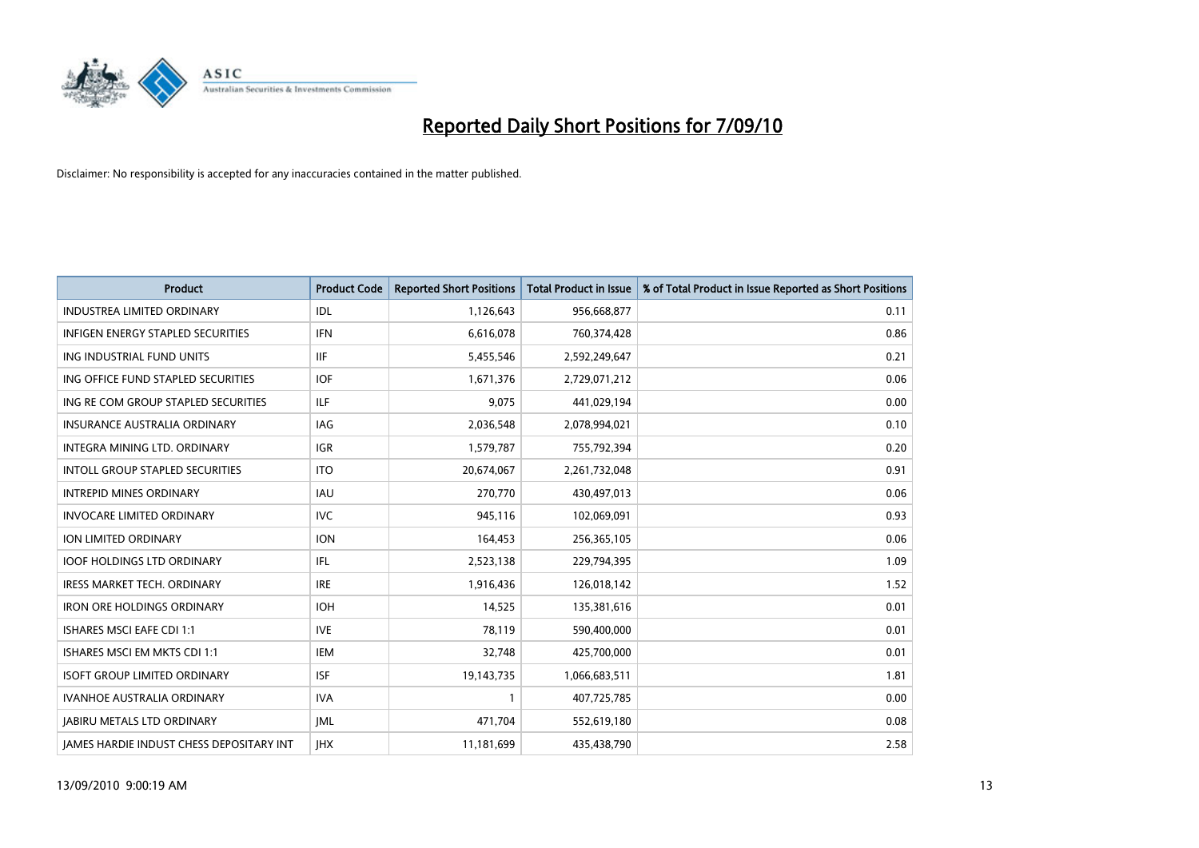# Reported Daily Short Positions for 7/09/10

Disclaimer: No responsibility is accepted for any inaccuracies contained in the matter published.

| Product | Product Code | Reported Short Positions | Total Product in Issue | % of Total Product in Issue Reported as Short Positions |
|---|---|---|---|---|
| INDUSTREA LIMITED ORDINARY | IDL | 1,126,643 | 956,668,877 | 0.11 |
| INFIGEN ENERGY STAPLED SECURITIES | IFN | 6,616,078 | 760,374,428 | 0.86 |
| ING INDUSTRIAL FUND UNITS | IIF | 5,455,546 | 2,592,249,647 | 0.21 |
| ING OFFICE FUND STAPLED SECURITIES | IOF | 1,671,376 | 2,729,071,212 | 0.06 |
| ING RE COM GROUP STAPLED SECURITIES | ILF | 9,075 | 441,029,194 | 0.00 |
| INSURANCE AUSTRALIA ORDINARY | IAG | 2,036,548 | 2,078,994,021 | 0.10 |
| INTEGRA MINING LTD. ORDINARY | IGR | 1,579,787 | 755,792,394 | 0.20 |
| INTOLL GROUP STAPLED SECURITIES | ITO | 20,674,067 | 2,261,732,048 | 0.91 |
| INTREPID MINES ORDINARY | IAU | 270,770 | 430,497,013 | 0.06 |
| INVOCARE LIMITED ORDINARY | IVC | 945,116 | 102,069,091 | 0.93 |
| ION LIMITED ORDINARY | ION | 164,453 | 256,365,105 | 0.06 |
| IOOF HOLDINGS LTD ORDINARY | IFL | 2,523,138 | 229,794,395 | 1.09 |
| IRESS MARKET TECH. ORDINARY | IRE | 1,916,436 | 126,018,142 | 1.52 |
| IRON ORE HOLDINGS ORDINARY | IOH | 14,525 | 135,381,616 | 0.01 |
| ISHARES MSCI EAFE CDI 1:1 | IVE | 78,119 | 590,400,000 | 0.01 |
| ISHARES MSCI EM MKTS CDI 1:1 | IEM | 32,748 | 425,700,000 | 0.01 |
| ISOFT GROUP LIMITED ORDINARY | ISF | 19,143,735 | 1,066,683,511 | 1.81 |
| IVANHOE AUSTRALIA ORDINARY | IVA | 1 | 407,725,785 | 0.00 |
| JABIRU METALS LTD ORDINARY | JML | 471,704 | 552,619,180 | 0.08 |
| JAMES HARDIE INDUST CHESS DEPOSITARY INT | JHX | 11,181,699 | 435,438,790 | 2.58 |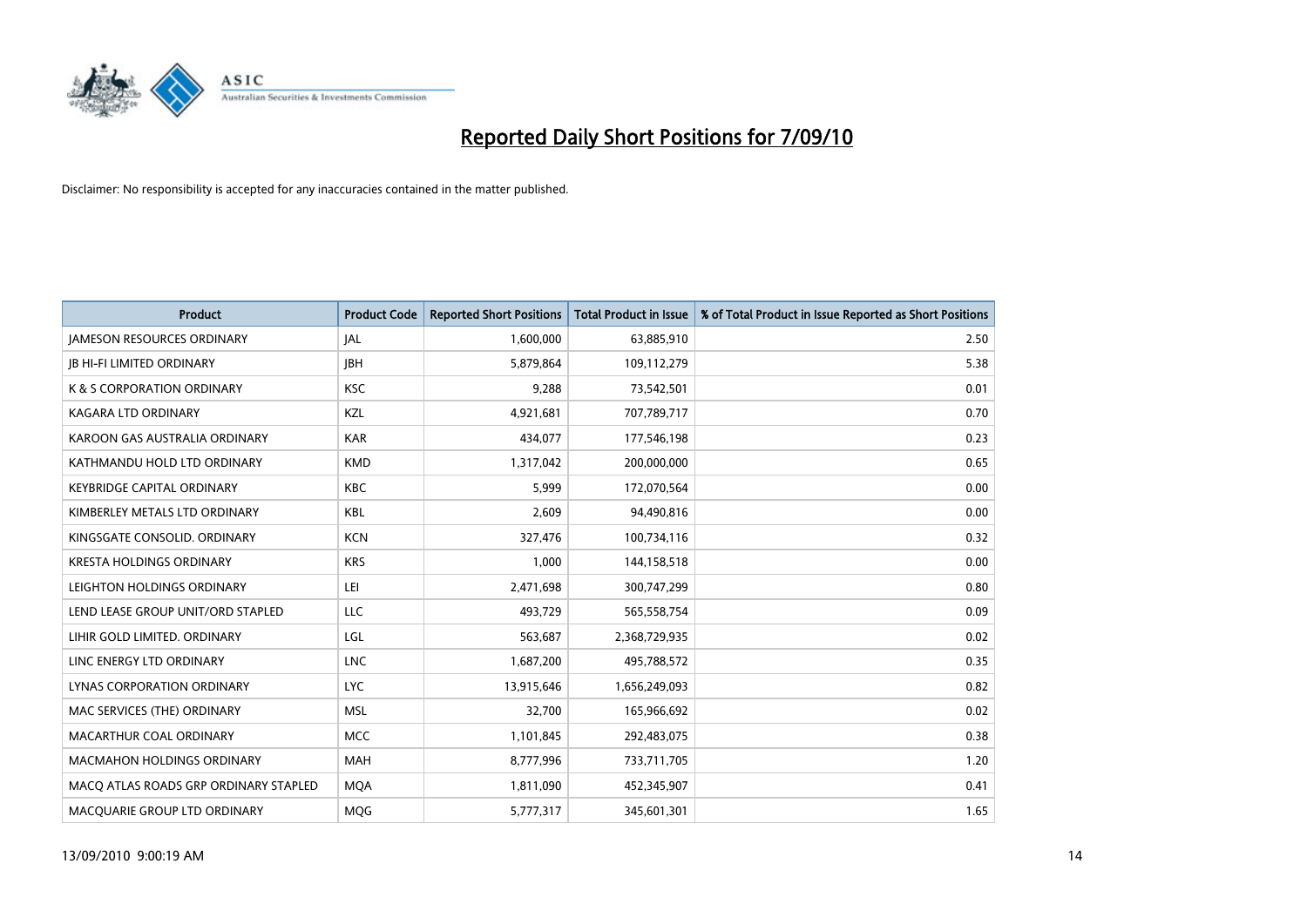# Reported Daily Short Positions for 7/09/10

Disclaimer: No responsibility is accepted for any inaccuracies contained in the matter published.

| Product | Product Code | Reported Short Positions | Total Product in Issue | % of Total Product in Issue Reported as Short Positions |
|---|---|---|---|---|
| JAMESON RESOURCES ORDINARY | JAL | 1,600,000 | 63,885,910 | 2.50 |
| JB HI-FI LIMITED ORDINARY | JBH | 5,879,864 | 109,112,279 | 5.38 |
| K & S CORPORATION ORDINARY | KSC | 9,288 | 73,542,501 | 0.01 |
| KAGARA LTD ORDINARY | KZL | 4,921,681 | 707,789,717 | 0.70 |
| KAROON GAS AUSTRALIA ORDINARY | KAR | 434,077 | 177,546,198 | 0.23 |
| KATHMANDU HOLD LTD ORDINARY | KMD | 1,317,042 | 200,000,000 | 0.65 |
| KEYBRIDGE CAPITAL ORDINARY | KBC | 5,999 | 172,070,564 | 0.00 |
| KIMBERLEY METALS LTD ORDINARY | KBL | 2,609 | 94,490,816 | 0.00 |
| KINGSGATE CONSOLID. ORDINARY | KCN | 327,476 | 100,734,116 | 0.32 |
| KRESTA HOLDINGS ORDINARY | KRS | 1,000 | 144,158,518 | 0.00 |
| LEIGHTON HOLDINGS ORDINARY | LEI | 2,471,698 | 300,747,299 | 0.80 |
| LEND LEASE GROUP UNIT/ORD STAPLED | LLC | 493,729 | 565,558,754 | 0.09 |
| LIHIR GOLD LIMITED. ORDINARY | LGL | 563,687 | 2,368,729,935 | 0.02 |
| LINC ENERGY LTD ORDINARY | LNC | 1,687,200 | 495,788,572 | 0.35 |
| LYNAS CORPORATION ORDINARY | LYC | 13,915,646 | 1,656,249,093 | 0.82 |
| MAC SERVICES (THE) ORDINARY | MSL | 32,700 | 165,966,692 | 0.02 |
| MACARTHUR COAL ORDINARY | MCC | 1,101,845 | 292,483,075 | 0.38 |
| MACMAHON HOLDINGS ORDINARY | MAH | 8,777,996 | 733,711,705 | 1.20 |
| MACQ ATLAS ROADS GRP ORDINARY STAPLED | MQA | 1,811,090 | 452,345,907 | 0.41 |
| MACQUARIE GROUP LTD ORDINARY | MQG | 5,777,317 | 345,601,301 | 1.65 |

13/09/2010 9:00:19 AM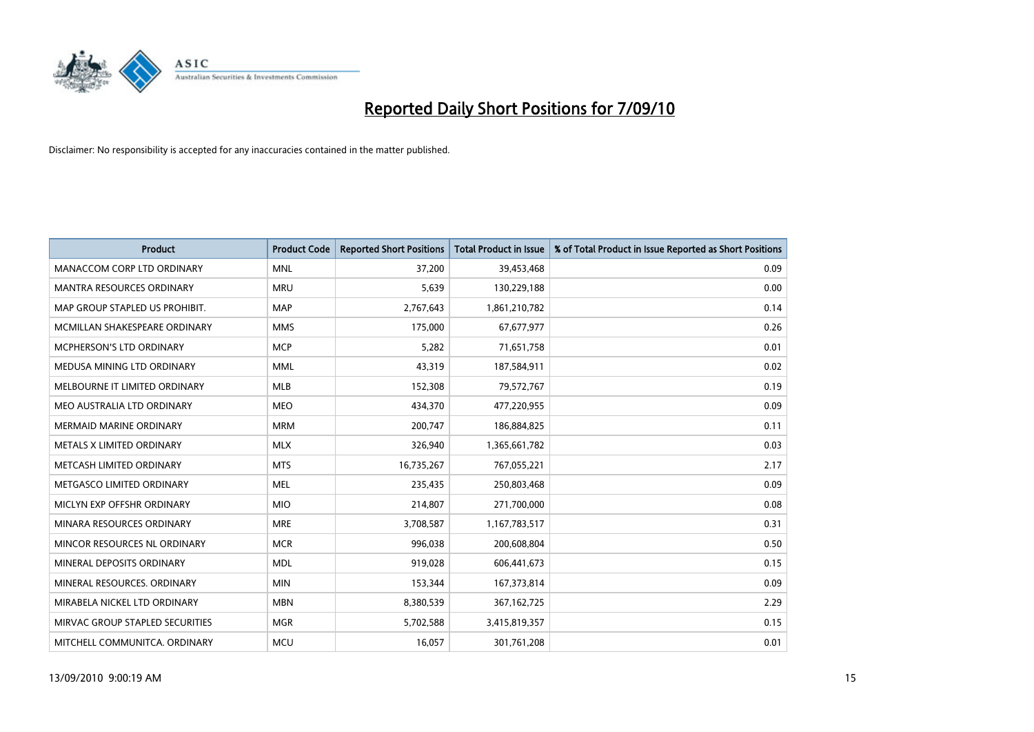# Reported Daily Short Positions for 7/09/10

Disclaimer: No responsibility is accepted for any inaccuracies contained in the matter published.

| Product | Product Code | Reported Short Positions | Total Product in Issue | % of Total Product in Issue Reported as Short Positions |
|---|---|---|---|---|
| MANACCOM CORP LTD ORDINARY | MNL | 37,200 | 39,453,468 | 0.09 |
| MANTRA RESOURCES ORDINARY | MRU | 5,639 | 130,229,188 | 0.00 |
| MAP GROUP STAPLED US PROHIBIT. | MAP | 2,767,643 | 1,861,210,782 | 0.14 |
| MCMILLAN SHAKESPEARE ORDINARY | MMS | 175,000 | 67,677,977 | 0.26 |
| MCPHERSON'S LTD ORDINARY | MCP | 5,282 | 71,651,758 | 0.01 |
| MEDUSA MINING LTD ORDINARY | MML | 43,319 | 187,584,911 | 0.02 |
| MELBOURNE IT LIMITED ORDINARY | MLB | 152,308 | 79,572,767 | 0.19 |
| MEO AUSTRALIA LTD ORDINARY | MEO | 434,370 | 477,220,955 | 0.09 |
| MERMAID MARINE ORDINARY | MRM | 200,747 | 186,884,825 | 0.11 |
| METALS X LIMITED ORDINARY | MLX | 326,940 | 1,365,661,782 | 0.03 |
| METCASH LIMITED ORDINARY | MTS | 16,735,267 | 767,055,221 | 2.17 |
| METGASCO LIMITED ORDINARY | MEL | 235,435 | 250,803,468 | 0.09 |
| MICLYN EXP OFFSHR ORDINARY | MIO | 214,807 | 271,700,000 | 0.08 |
| MINARA RESOURCES ORDINARY | MRE | 3,708,587 | 1,167,783,517 | 0.31 |
| MINCOR RESOURCES NL ORDINARY | MCR | 996,038 | 200,608,804 | 0.50 |
| MINERAL DEPOSITS ORDINARY | MDL | 919,028 | 606,441,673 | 0.15 |
| MINERAL RESOURCES. ORDINARY | MIN | 153,344 | 167,373,814 | 0.09 |
| MIRABELA NICKEL LTD ORDINARY | MBN | 8,380,539 | 367,162,725 | 2.29 |
| MIRVAC GROUP STAPLED SECURITIES | MGR | 5,702,588 | 3,415,819,357 | 0.15 |
| MITCHELL COMMUNITCA. ORDINARY | MCU | 16,057 | 301,761,208 | 0.01 |

13/09/2010 9:00:19 AM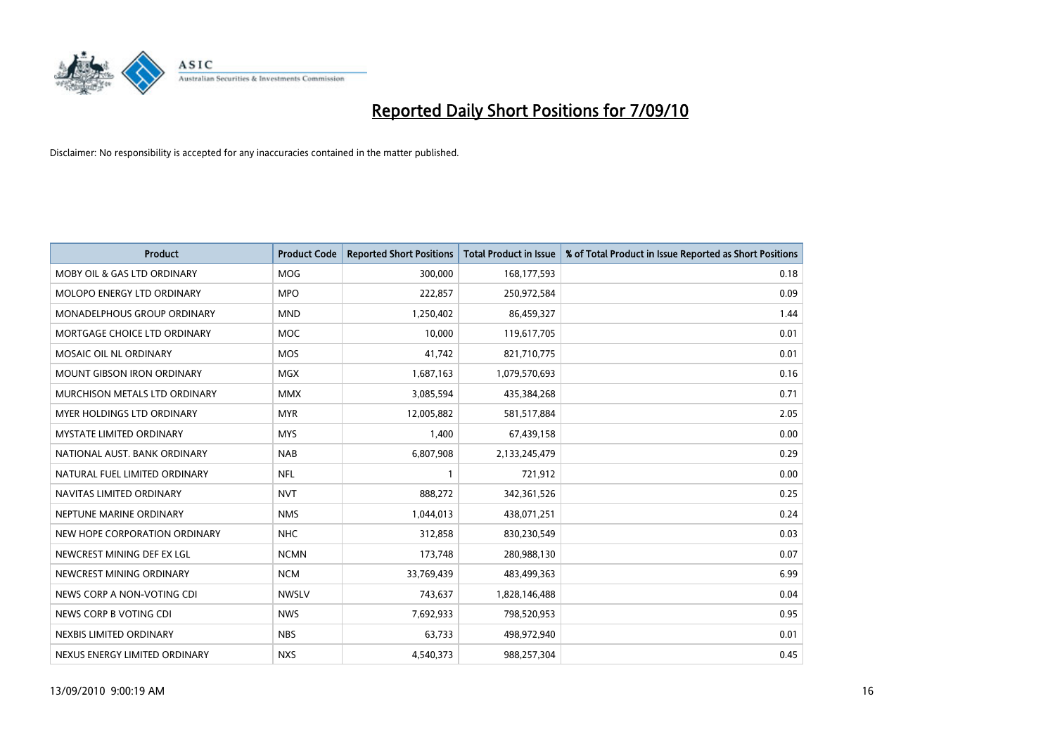# Reported Daily Short Positions for 7/09/10

Disclaimer: No responsibility is accepted for any inaccuracies contained in the matter published.

| Product | Product Code | Reported Short Positions | Total Product in Issue | % of Total Product in Issue Reported as Short Positions |
|---|---|---|---|---|
| MOBY OIL & GAS LTD ORDINARY | MOG | 300,000 | 168,177,593 | 0.18 |
| MOLOPO ENERGY LTD ORDINARY | MPO | 222,857 | 250,972,584 | 0.09 |
| MONADELPHOUS GROUP ORDINARY | MND | 1,250,402 | 86,459,327 | 1.44 |
| MORTGAGE CHOICE LTD ORDINARY | MOC | 10,000 | 119,617,705 | 0.01 |
| MOSAIC OIL NL ORDINARY | MOS | 41,742 | 821,710,775 | 0.01 |
| MOUNT GIBSON IRON ORDINARY | MGX | 1,687,163 | 1,079,570,693 | 0.16 |
| MURCHISON METALS LTD ORDINARY | MMX | 3,085,594 | 435,384,268 | 0.71 |
| MYER HOLDINGS LTD ORDINARY | MYR | 12,005,882 | 581,517,884 | 2.05 |
| MYSTATE LIMITED ORDINARY | MYS | 1,400 | 67,439,158 | 0.00 |
| NATIONAL AUST. BANK ORDINARY | NAB | 6,807,908 | 2,133,245,479 | 0.29 |
| NATURAL FUEL LIMITED ORDINARY | NFL | 1 | 721,912 | 0.00 |
| NAVITAS LIMITED ORDINARY | NVT | 888,272 | 342,361,526 | 0.25 |
| NEPTUNE MARINE ORDINARY | NMS | 1,044,013 | 438,071,251 | 0.24 |
| NEW HOPE CORPORATION ORDINARY | NHC | 312,858 | 830,230,549 | 0.03 |
| NEWCREST MINING DEF EX LGL | NCMN | 173,748 | 280,988,130 | 0.07 |
| NEWCREST MINING ORDINARY | NCM | 33,769,439 | 483,499,363 | 6.99 |
| NEWS CORP A NON-VOTING CDI | NWSLV | 743,637 | 1,828,146,488 | 0.04 |
| NEWS CORP B VOTING CDI | NWS | 7,692,933 | 798,520,953 | 0.95 |
| NEXBIS LIMITED ORDINARY | NBS | 63,733 | 498,972,940 | 0.01 |
| NEXUS ENERGY LIMITED ORDINARY | NXS | 4,540,373 | 988,257,304 | 0.45 |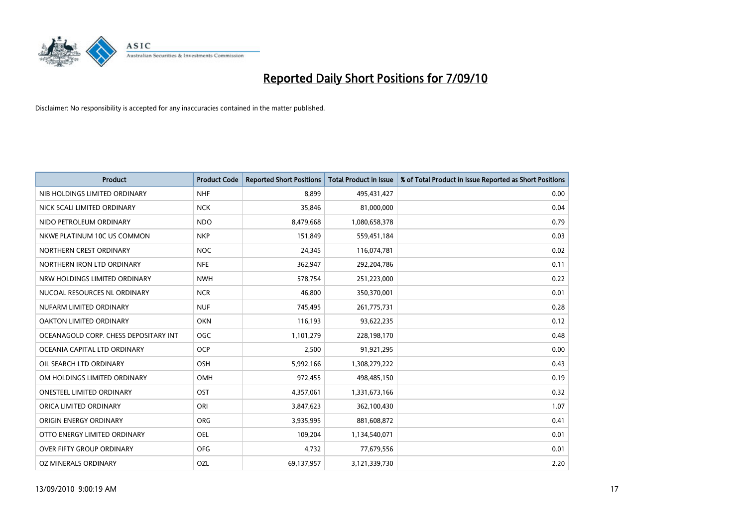# Reported Daily Short Positions for 7/09/10

Disclaimer: No responsibility is accepted for any inaccuracies contained in the matter published.

| Product | Product Code | Reported Short Positions | Total Product in Issue | % of Total Product in Issue Reported as Short Positions |
|---|---|---|---|---|
| NIB HOLDINGS LIMITED ORDINARY | NHF | 8,899 | 495,431,427 | 0.00 |
| NICK SCALI LIMITED ORDINARY | NCK | 35,846 | 81,000,000 | 0.04 |
| NIDO PETROLEUM ORDINARY | NDO | 8,479,668 | 1,080,658,378 | 0.79 |
| NKWE PLATINUM 10C US COMMON | NKP | 151,849 | 559,451,184 | 0.03 |
| NORTHERN CREST ORDINARY | NOC | 24,345 | 116,074,781 | 0.02 |
| NORTHERN IRON LTD ORDINARY | NFE | 362,947 | 292,204,786 | 0.11 |
| NRW HOLDINGS LIMITED ORDINARY | NWH | 578,754 | 251,223,000 | 0.22 |
| NUCOAL RESOURCES NL ORDINARY | NCR | 46,800 | 350,370,001 | 0.01 |
| NUFARM LIMITED ORDINARY | NUF | 745,495 | 261,775,731 | 0.28 |
| OAKTON LIMITED ORDINARY | OKN | 116,193 | 93,622,235 | 0.12 |
| OCEANAGOLD CORP. CHESS DEPOSITARY INT | OGC | 1,101,279 | 228,198,170 | 0.48 |
| OCEANIA CAPITAL LTD ORDINARY | OCP | 2,500 | 91,921,295 | 0.00 |
| OIL SEARCH LTD ORDINARY | OSH | 5,992,166 | 1,308,279,222 | 0.43 |
| OM HOLDINGS LIMITED ORDINARY | OMH | 972,455 | 498,485,150 | 0.19 |
| ONESTEEL LIMITED ORDINARY | OST | 4,357,061 | 1,331,673,166 | 0.32 |
| ORICA LIMITED ORDINARY | ORI | 3,847,623 | 362,100,430 | 1.07 |
| ORIGIN ENERGY ORDINARY | ORG | 3,935,995 | 881,608,872 | 0.41 |
| OTTO ENERGY LIMITED ORDINARY | OEL | 109,204 | 1,134,540,071 | 0.01 |
| OVER FIFTY GROUP ORDINARY | OFG | 4,732 | 77,679,556 | 0.01 |
| OZ MINERALS ORDINARY | OZL | 69,137,957 | 3,121,339,730 | 2.20 |

13/09/2010 9:00:19 AM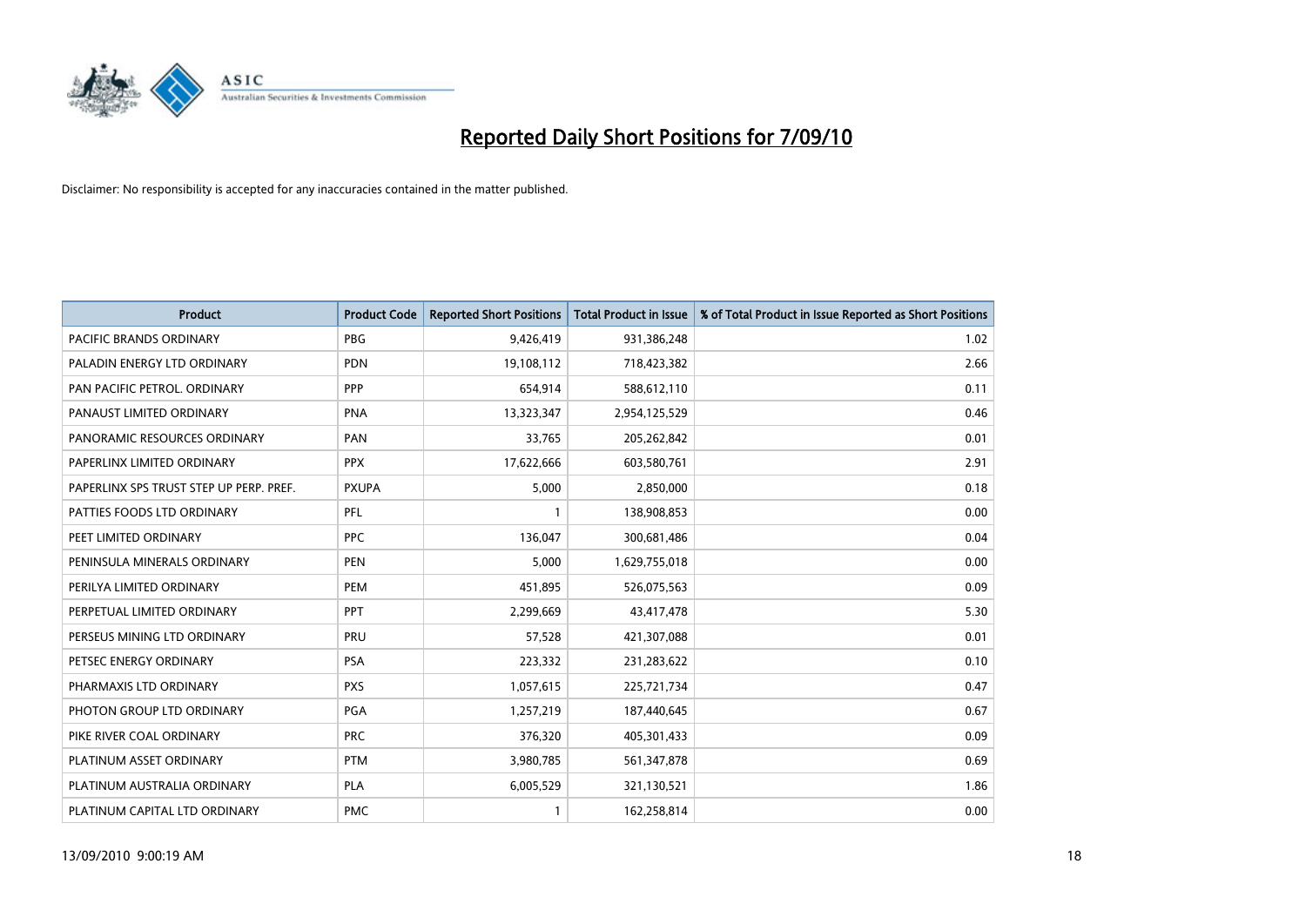# Reported Daily Short Positions for 7/09/10

Disclaimer: No responsibility is accepted for any inaccuracies contained in the matter published.

| Product | Product Code | Reported Short Positions | Total Product in Issue | % of Total Product in Issue Reported as Short Positions |
|---|---|---|---|---|
| PACIFIC BRANDS ORDINARY | PBG | 9,426,419 | 931,386,248 | 1.02 |
| PALADIN ENERGY LTD ORDINARY | PDN | 19,108,112 | 718,423,382 | 2.66 |
| PAN PACIFIC PETROL. ORDINARY | PPP | 654,914 | 588,612,110 | 0.11 |
| PANAUST LIMITED ORDINARY | PNA | 13,323,347 | 2,954,125,529 | 0.46 |
| PANORAMIC RESOURCES ORDINARY | PAN | 33,765 | 205,262,842 | 0.01 |
| PAPERLINX LIMITED ORDINARY | PPX | 17,622,666 | 603,580,761 | 2.91 |
| PAPERLINX SPS TRUST STEP UP PERP. PREF. | PXUPA | 5,000 | 2,850,000 | 0.18 |
| PATTIES FOODS LTD ORDINARY | PFL | 1 | 138,908,853 | 0.00 |
| PEET LIMITED ORDINARY | PPC | 136,047 | 300,681,486 | 0.04 |
| PENINSULA MINERALS ORDINARY | PEN | 5,000 | 1,629,755,018 | 0.00 |
| PERILYA LIMITED ORDINARY | PEM | 451,895 | 526,075,563 | 0.09 |
| PERPETUAL LIMITED ORDINARY | PPT | 2,299,669 | 43,417,478 | 5.30 |
| PERSEUS MINING LTD ORDINARY | PRU | 57,528 | 421,307,088 | 0.01 |
| PETSEC ENERGY ORDINARY | PSA | 223,332 | 231,283,622 | 0.10 |
| PHARMAXIS LTD ORDINARY | PXS | 1,057,615 | 225,721,734 | 0.47 |
| PHOTON GROUP LTD ORDINARY | PGA | 1,257,219 | 187,440,645 | 0.67 |
| PIKE RIVER COAL ORDINARY | PRC | 376,320 | 405,301,433 | 0.09 |
| PLATINUM ASSET ORDINARY | PTM | 3,980,785 | 561,347,878 | 0.69 |
| PLATINUM AUSTRALIA ORDINARY | PLA | 6,005,529 | 321,130,521 | 1.86 |
| PLATINUM CAPITAL LTD ORDINARY | PMC | 1 | 162,258,814 | 0.00 |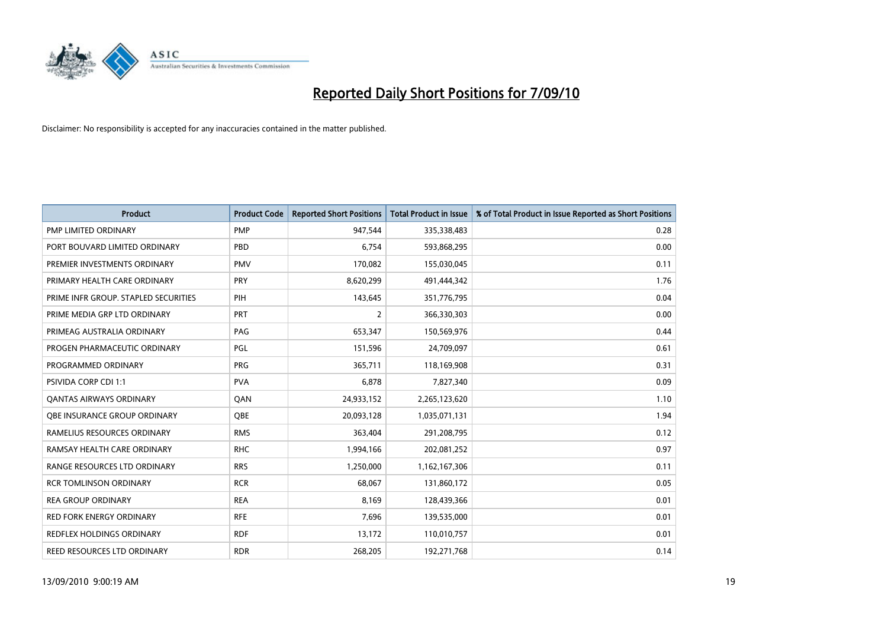# Reported Daily Short Positions for 7/09/10

Disclaimer: No responsibility is accepted for any inaccuracies contained in the matter published.

| Product | Product Code | Reported Short Positions | Total Product in Issue | % of Total Product in Issue Reported as Short Positions |
|---|---|---|---|---|
| PMP LIMITED ORDINARY | PMP | 947,544 | 335,338,483 | 0.28 |
| PORT BOUVARD LIMITED ORDINARY | PBD | 6,754 | 593,868,295 | 0.00 |
| PREMIER INVESTMENTS ORDINARY | PMV | 170,082 | 155,030,045 | 0.11 |
| PRIMARY HEALTH CARE ORDINARY | PRY | 8,620,299 | 491,444,342 | 1.76 |
| PRIME INFR GROUP. STAPLED SECURITIES | PIH | 143,645 | 351,776,795 | 0.04 |
| PRIME MEDIA GRP LTD ORDINARY | PRT | 2 | 366,330,303 | 0.00 |
| PRIMEAG AUSTRALIA ORDINARY | PAG | 653,347 | 150,569,976 | 0.44 |
| PROGEN PHARMACEUTIC ORDINARY | PGL | 151,596 | 24,709,097 | 0.61 |
| PROGRAMMED ORDINARY | PRG | 365,711 | 118,169,908 | 0.31 |
| PSIVIDA CORP CDI 1:1 | PVA | 6,878 | 7,827,340 | 0.09 |
| QANTAS AIRWAYS ORDINARY | QAN | 24,933,152 | 2,265,123,620 | 1.10 |
| QBE INSURANCE GROUP ORDINARY | QBE | 20,093,128 | 1,035,071,131 | 1.94 |
| RAMELIUS RESOURCES ORDINARY | RMS | 363,404 | 291,208,795 | 0.12 |
| RAMSAY HEALTH CARE ORDINARY | RHC | 1,994,166 | 202,081,252 | 0.97 |
| RANGE RESOURCES LTD ORDINARY | RRS | 1,250,000 | 1,162,167,306 | 0.11 |
| RCR TOMLINSON ORDINARY | RCR | 68,067 | 131,860,172 | 0.05 |
| REA GROUP ORDINARY | REA | 8,169 | 128,439,366 | 0.01 |
| RED FORK ENERGY ORDINARY | RFE | 7,696 | 139,535,000 | 0.01 |
| REDFLEX HOLDINGS ORDINARY | RDF | 13,172 | 110,010,757 | 0.01 |
| REED RESOURCES LTD ORDINARY | RDR | 268,205 | 192,271,768 | 0.14 |

13/09/2010 9:00:19 AM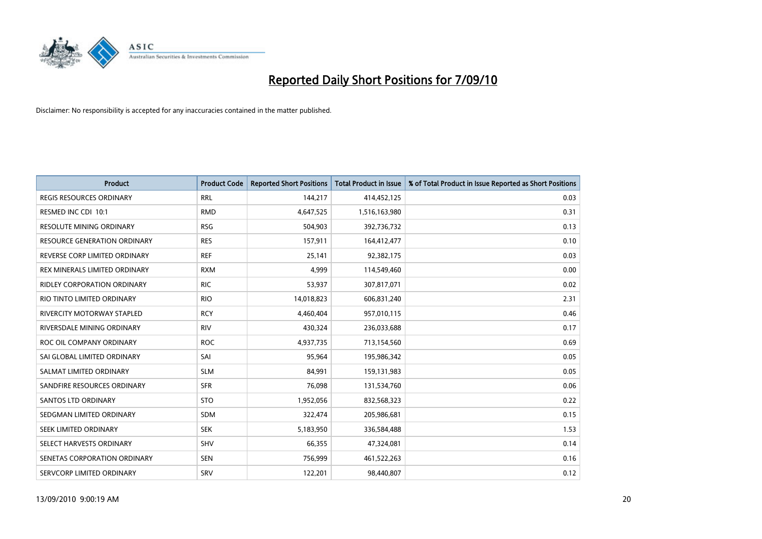# Reported Daily Short Positions for 7/09/10

Disclaimer: No responsibility is accepted for any inaccuracies contained in the matter published.

| Product | Product Code | Reported Short Positions | Total Product in Issue | % of Total Product in Issue Reported as Short Positions |
|---|---|---|---|---|
| REGIS RESOURCES ORDINARY | RRL | 144,217 | 414,452,125 | 0.03 |
| RESMED INC CDI 10:1 | RMD | 4,647,525 | 1,516,163,980 | 0.31 |
| RESOLUTE MINING ORDINARY | RSG | 504,903 | 392,736,732 | 0.13 |
| RESOURCE GENERATION ORDINARY | RES | 157,911 | 164,412,477 | 0.10 |
| REVERSE CORP LIMITED ORDINARY | REF | 25,141 | 92,382,175 | 0.03 |
| REX MINERALS LIMITED ORDINARY | RXM | 4,999 | 114,549,460 | 0.00 |
| RIDLEY CORPORATION ORDINARY | RIC | 53,937 | 307,817,071 | 0.02 |
| RIO TINTO LIMITED ORDINARY | RIO | 14,018,823 | 606,831,240 | 2.31 |
| RIVERCITY MOTORWAY STAPLED | RCY | 4,460,404 | 957,010,115 | 0.46 |
| RIVERSDALE MINING ORDINARY | RIV | 430,324 | 236,033,688 | 0.17 |
| ROC OIL COMPANY ORDINARY | ROC | 4,937,735 | 713,154,560 | 0.69 |
| SAI GLOBAL LIMITED ORDINARY | SAI | 95,964 | 195,986,342 | 0.05 |
| SALMAT LIMITED ORDINARY | SLM | 84,991 | 159,131,983 | 0.05 |
| SANDFIRE RESOURCES ORDINARY | SFR | 76,098 | 131,534,760 | 0.06 |
| SANTOS LTD ORDINARY | STO | 1,952,056 | 832,568,323 | 0.22 |
| SEDGMAN LIMITED ORDINARY | SDM | 322,474 | 205,986,681 | 0.15 |
| SEEK LIMITED ORDINARY | SEK | 5,183,950 | 336,584,488 | 1.53 |
| SELECT HARVESTS ORDINARY | SHV | 66,355 | 47,324,081 | 0.14 |
| SENETAS CORPORATION ORDINARY | SEN | 756,999 | 461,522,263 | 0.16 |
| SERVCORP LIMITED ORDINARY | SRV | 122,201 | 98,440,807 | 0.12 |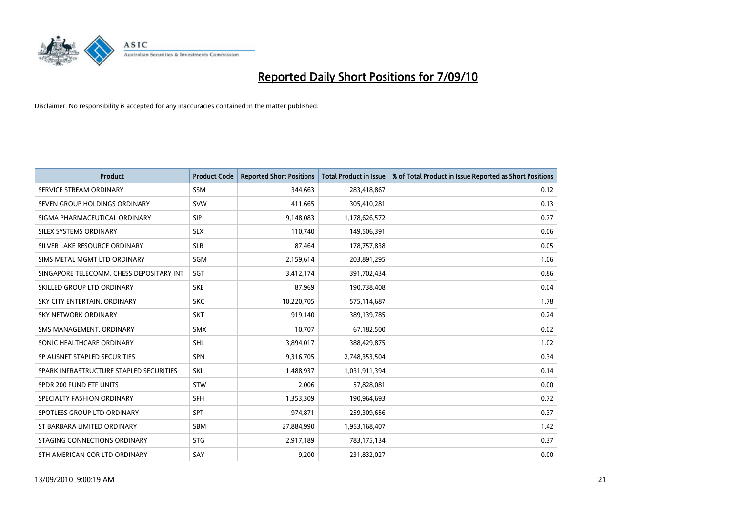# Reported Daily Short Positions for 7/09/10

Disclaimer: No responsibility is accepted for any inaccuracies contained in the matter published.

| Product | Product Code | Reported Short Positions | Total Product in Issue | % of Total Product in Issue Reported as Short Positions |
|---|---|---|---|---|
| SERVICE STREAM ORDINARY | SSM | 344,663 | 283,418,867 | 0.12 |
| SEVEN GROUP HOLDINGS ORDINARY | SVW | 411,665 | 305,410,281 | 0.13 |
| SIGMA PHARMACEUTICAL ORDINARY | SIP | 9,148,083 | 1,178,626,572 | 0.77 |
| SILEX SYSTEMS ORDINARY | SLX | 110,740 | 149,506,391 | 0.06 |
| SILVER LAKE RESOURCE ORDINARY | SLR | 87,464 | 178,757,838 | 0.05 |
| SIMS METAL MGMT LTD ORDINARY | SGM | 2,159,614 | 203,891,295 | 1.06 |
| SINGAPORE TELECOMM. CHESS DEPOSITARY INT | SGT | 3,412,174 | 391,702,434 | 0.86 |
| SKILLED GROUP LTD ORDINARY | SKE | 87,969 | 190,738,408 | 0.04 |
| SKY CITY ENTERTAIN. ORDINARY | SKC | 10,220,705 | 575,114,687 | 1.78 |
| SKY NETWORK ORDINARY | SKT | 919,140 | 389,139,785 | 0.24 |
| SMS MANAGEMENT. ORDINARY | SMX | 10,707 | 67,182,500 | 0.02 |
| SONIC HEALTHCARE ORDINARY | SHL | 3,894,017 | 388,429,875 | 1.02 |
| SP AUSNET STAPLED SECURITIES | SPN | 9,316,705 | 2,748,353,504 | 0.34 |
| SPARK INFRASTRUCTURE STAPLED SECURITIES | SKI | 1,488,937 | 1,031,911,394 | 0.14 |
| SPDR 200 FUND ETF UNITS | STW | 2,006 | 57,828,081 | 0.00 |
| SPECIALTY FASHION ORDINARY | SFH | 1,353,309 | 190,964,693 | 0.72 |
| SPOTLESS GROUP LTD ORDINARY | SPT | 974,871 | 259,309,656 | 0.37 |
| ST BARBARA LIMITED ORDINARY | SBM | 27,884,990 | 1,953,168,407 | 1.42 |
| STAGING CONNECTIONS ORDINARY | STG | 2,917,189 | 783,175,134 | 0.37 |
| STH AMERICAN COR LTD ORDINARY | SAY | 9,200 | 231,832,027 | 0.00 |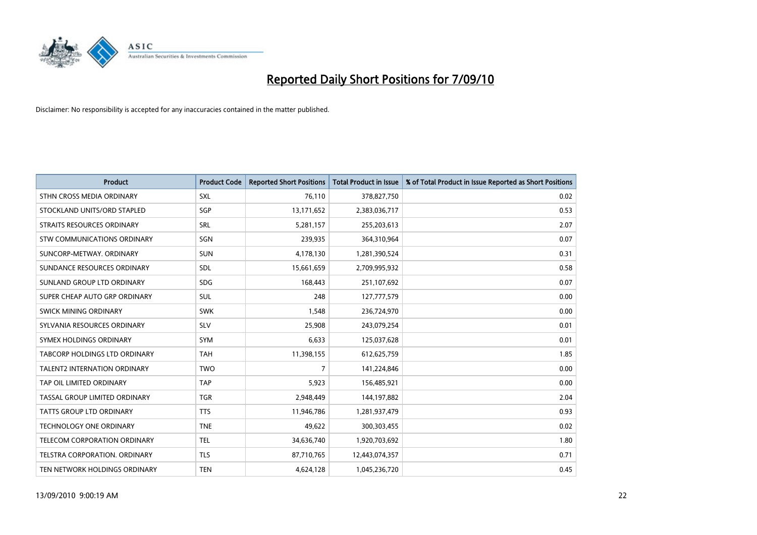# Reported Daily Short Positions for 7/09/10

Disclaimer: No responsibility is accepted for any inaccuracies contained in the matter published.

| Product | Product Code | Reported Short Positions | Total Product in Issue | % of Total Product in Issue Reported as Short Positions |
|---|---|---|---|---|
| STHN CROSS MEDIA ORDINARY | SXL | 76,110 | 378,827,750 | 0.02 |
| STOCKLAND UNITS/ORD STAPLED | SGP | 13,171,652 | 2,383,036,717 | 0.53 |
| STRAITS RESOURCES ORDINARY | SRL | 5,281,157 | 255,203,613 | 2.07 |
| STW COMMUNICATIONS ORDINARY | SGN | 239,935 | 364,310,964 | 0.07 |
| SUNCORP-METWAY. ORDINARY | SUN | 4,178,130 | 1,281,390,524 | 0.31 |
| SUNDANCE RESOURCES ORDINARY | SDL | 15,661,659 | 2,709,995,932 | 0.58 |
| SUNLAND GROUP LTD ORDINARY | SDG | 168,443 | 251,107,692 | 0.07 |
| SUPER CHEAP AUTO GRP ORDINARY | SUL | 248 | 127,777,579 | 0.00 |
| SWICK MINING ORDINARY | SWK | 1,548 | 236,724,970 | 0.00 |
| SYLVANIA RESOURCES ORDINARY | SLV | 25,908 | 243,079,254 | 0.01 |
| SYMEX HOLDINGS ORDINARY | SYM | 6,633 | 125,037,628 | 0.01 |
| TABCORP HOLDINGS LTD ORDINARY | TAH | 11,398,155 | 612,625,759 | 1.85 |
| TALENT2 INTERNATION ORDINARY | TWO | 7 | 141,224,846 | 0.00 |
| TAP OIL LIMITED ORDINARY | TAP | 5,923 | 156,485,921 | 0.00 |
| TASSAL GROUP LIMITED ORDINARY | TGR | 2,948,449 | 144,197,882 | 2.04 |
| TATTS GROUP LTD ORDINARY | TTS | 11,946,786 | 1,281,937,479 | 0.93 |
| TECHNOLOGY ONE ORDINARY | TNE | 49,622 | 300,303,455 | 0.02 |
| TELECOM CORPORATION ORDINARY | TEL | 34,636,740 | 1,920,703,692 | 1.80 |
| TELSTRA CORPORATION. ORDINARY | TLS | 87,710,765 | 12,443,074,357 | 0.71 |
| TEN NETWORK HOLDINGS ORDINARY | TEN | 4,624,128 | 1,045,236,720 | 0.45 |

13/09/2010 9:00:19 AM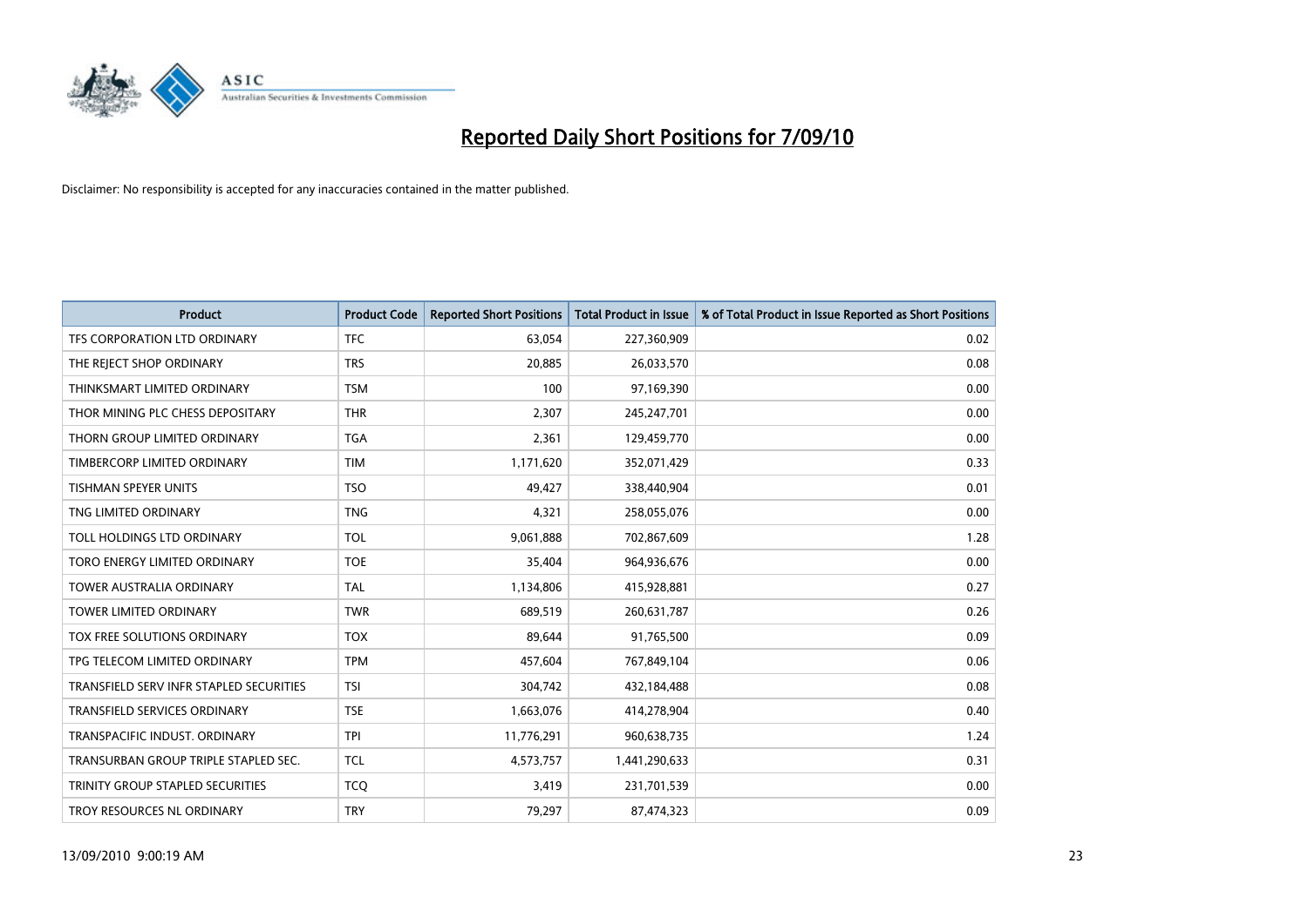# Reported Daily Short Positions for 7/09/10

Disclaimer: No responsibility is accepted for any inaccuracies contained in the matter published.

| Product | Product Code | Reported Short Positions | Total Product in Issue | % of Total Product in Issue Reported as Short Positions |
|---|---|---|---|---|
| TFS CORPORATION LTD ORDINARY | TFC | 63,054 | 227,360,909 | 0.02 |
| THE REJECT SHOP ORDINARY | TRS | 20,885 | 26,033,570 | 0.08 |
| THINKSMART LIMITED ORDINARY | TSM | 100 | 97,169,390 | 0.00 |
| THOR MINING PLC CHESS DEPOSITARY | THR | 2,307 | 245,247,701 | 0.00 |
| THORN GROUP LIMITED ORDINARY | TGA | 2,361 | 129,459,770 | 0.00 |
| TIMBERCORP LIMITED ORDINARY | TIM | 1,171,620 | 352,071,429 | 0.33 |
| TISHMAN SPEYER UNITS | TSO | 49,427 | 338,440,904 | 0.01 |
| TNG LIMITED ORDINARY | TNG | 4,321 | 258,055,076 | 0.00 |
| TOLL HOLDINGS LTD ORDINARY | TOL | 9,061,888 | 702,867,609 | 1.28 |
| TORO ENERGY LIMITED ORDINARY | TOE | 35,404 | 964,936,676 | 0.00 |
| TOWER AUSTRALIA ORDINARY | TAL | 1,134,806 | 415,928,881 | 0.27 |
| TOWER LIMITED ORDINARY | TWR | 689,519 | 260,631,787 | 0.26 |
| TOX FREE SOLUTIONS ORDINARY | TOX | 89,644 | 91,765,500 | 0.09 |
| TPG TELECOM LIMITED ORDINARY | TPM | 457,604 | 767,849,104 | 0.06 |
| TRANSFIELD SERV INFR STAPLED SECURITIES | TSI | 304,742 | 432,184,488 | 0.08 |
| TRANSFIELD SERVICES ORDINARY | TSE | 1,663,076 | 414,278,904 | 0.40 |
| TRANSPACIFIC INDUST. ORDINARY | TPI | 11,776,291 | 960,638,735 | 1.24 |
| TRANSURBAN GROUP TRIPLE STAPLED SEC. | TCL | 4,573,757 | 1,441,290,633 | 0.31 |
| TRINITY GROUP STAPLED SECURITIES | TCQ | 3,419 | 231,701,539 | 0.00 |
| TROY RESOURCES NL ORDINARY | TRY | 79,297 | 87,474,323 | 0.09 |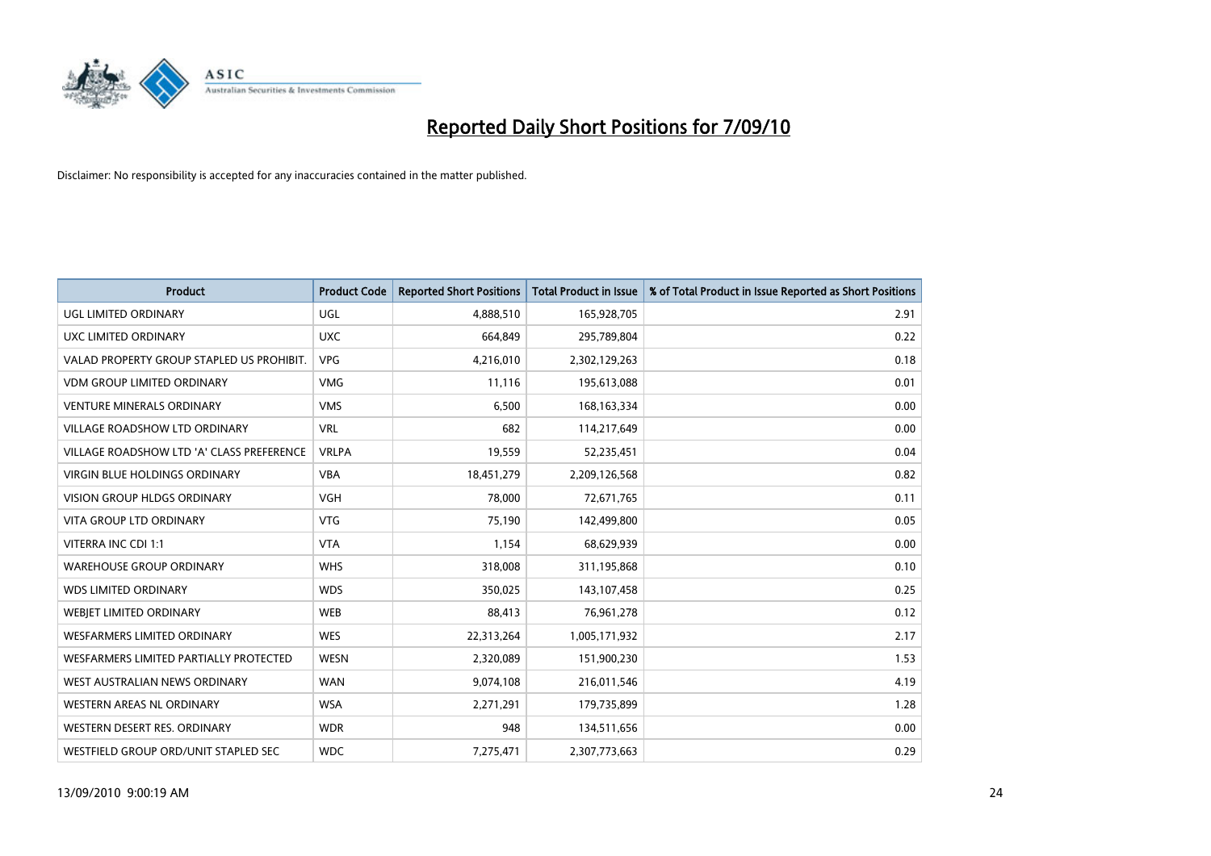# Reported Daily Short Positions for 7/09/10

Disclaimer: No responsibility is accepted for any inaccuracies contained in the matter published.

| Product | Product Code | Reported Short Positions | Total Product in Issue | % of Total Product in Issue Reported as Short Positions |
|---|---|---|---|---|
| UGL LIMITED ORDINARY | UGL | 4,888,510 | 165,928,705 | 2.91 |
| UXC LIMITED ORDINARY | UXC | 664,849 | 295,789,804 | 0.22 |
| VALAD PROPERTY GROUP STAPLED US PROHIBIT. | VPG | 4,216,010 | 2,302,129,263 | 0.18 |
| VDM GROUP LIMITED ORDINARY | VMG | 11,116 | 195,613,088 | 0.01 |
| VENTURE MINERALS ORDINARY | VMS | 6,500 | 168,163,334 | 0.00 |
| VILLAGE ROADSHOW LTD ORDINARY | VRL | 682 | 114,217,649 | 0.00 |
| VILLAGE ROADSHOW LTD 'A' CLASS PREFERENCE | VRLPA | 19,559 | 52,235,451 | 0.04 |
| VIRGIN BLUE HOLDINGS ORDINARY | VBA | 18,451,279 | 2,209,126,568 | 0.82 |
| VISION GROUP HLDGS ORDINARY | VGH | 78,000 | 72,671,765 | 0.11 |
| VITA GROUP LTD ORDINARY | VTG | 75,190 | 142,499,800 | 0.05 |
| VITERRA INC CDI 1:1 | VTA | 1,154 | 68,629,939 | 0.00 |
| WAREHOUSE GROUP ORDINARY | WHS | 318,008 | 311,195,868 | 0.10 |
| WDS LIMITED ORDINARY | WDS | 350,025 | 143,107,458 | 0.25 |
| WEBJET LIMITED ORDINARY | WEB | 88,413 | 76,961,278 | 0.12 |
| WESFARMERS LIMITED ORDINARY | WES | 22,313,264 | 1,005,171,932 | 2.17 |
| WESFARMERS LIMITED PARTIALLY PROTECTED | WESN | 2,320,089 | 151,900,230 | 1.53 |
| WEST AUSTRALIAN NEWS ORDINARY | WAN | 9,074,108 | 216,011,546 | 4.19 |
| WESTERN AREAS NL ORDINARY | WSA | 2,271,291 | 179,735,899 | 1.28 |
| WESTERN DESERT RES. ORDINARY | WDR | 948 | 134,511,656 | 0.00 |
| WESTFIELD GROUP ORD/UNIT STAPLED SEC | WDC | 7,275,471 | 2,307,773,663 | 0.29 |

13/09/2010 9:00:19 AM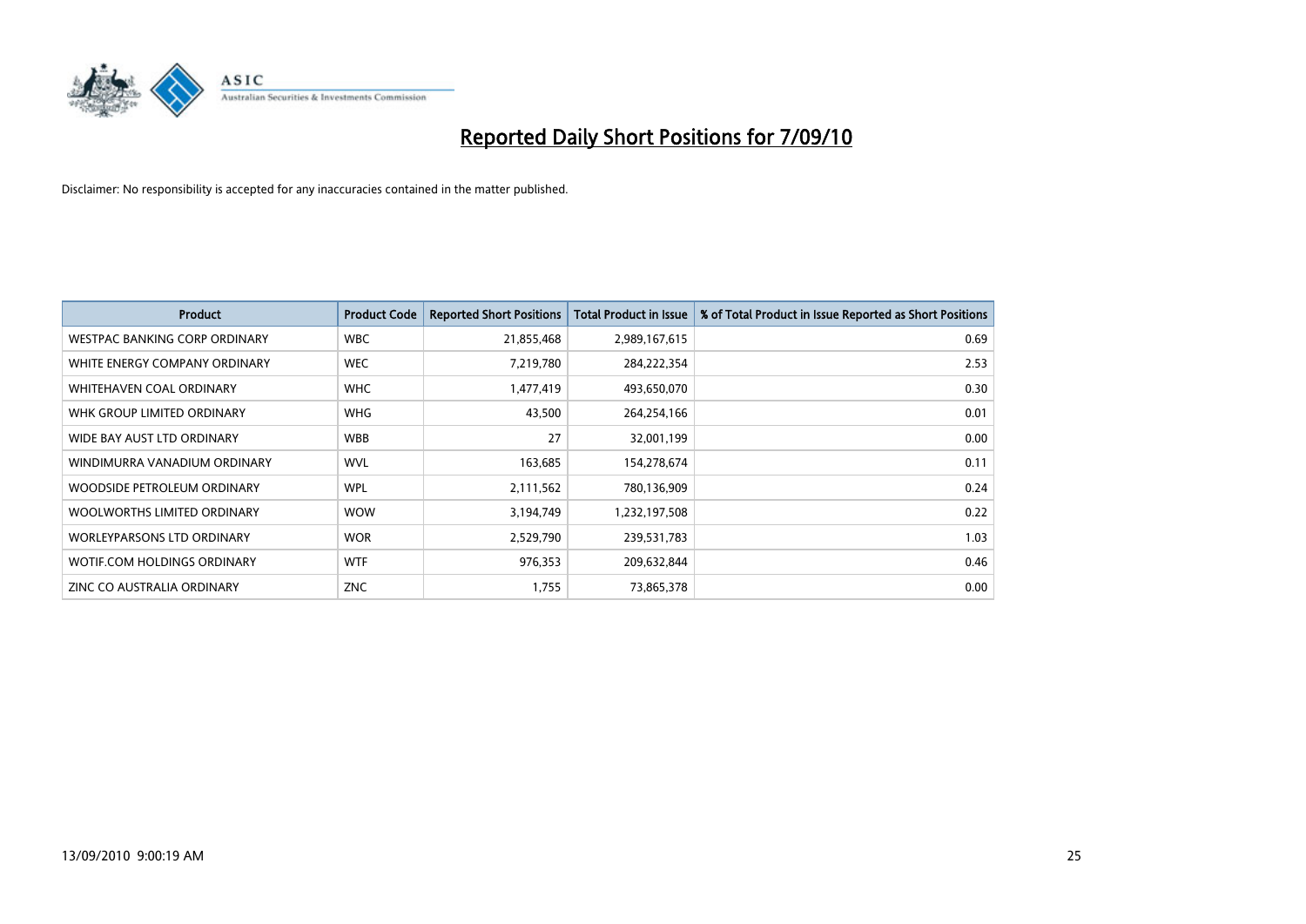# Reported Daily Short Positions for 7/09/10

Disclaimer: No responsibility is accepted for any inaccuracies contained in the matter published.

| Product | Product Code | Reported Short Positions | Total Product in Issue | % of Total Product in Issue Reported as Short Positions |
|---|---|---|---|---|
| WESTPAC BANKING CORP ORDINARY | WBC | 21,855,468 | 2,989,167,615 | 0.69 |
| WHITE ENERGY COMPANY ORDINARY | WEC | 7,219,780 | 284,222,354 | 2.53 |
| WHITEHAVEN COAL ORDINARY | WHC | 1,477,419 | 493,650,070 | 0.30 |
| WHK GROUP LIMITED ORDINARY | WHG | 43,500 | 264,254,166 | 0.01 |
| WIDE BAY AUST LTD ORDINARY | WBB | 27 | 32,001,199 | 0.00 |
| WINDIMURRA VANADIUM ORDINARY | WVL | 163,685 | 154,278,674 | 0.11 |
| WOODSIDE PETROLEUM ORDINARY | WPL | 2,111,562 | 780,136,909 | 0.24 |
| WOOLWORTHS LIMITED ORDINARY | WOW | 3,194,749 | 1,232,197,508 | 0.22 |
| WORLEYPARSONS LTD ORDINARY | WOR | 2,529,790 | 239,531,783 | 1.03 |
| WOTIF.COM HOLDINGS ORDINARY | WTF | 976,353 | 209,632,844 | 0.46 |
| ZINC CO AUSTRALIA ORDINARY | ZNC | 1,755 | 73,865,378 | 0.00 |